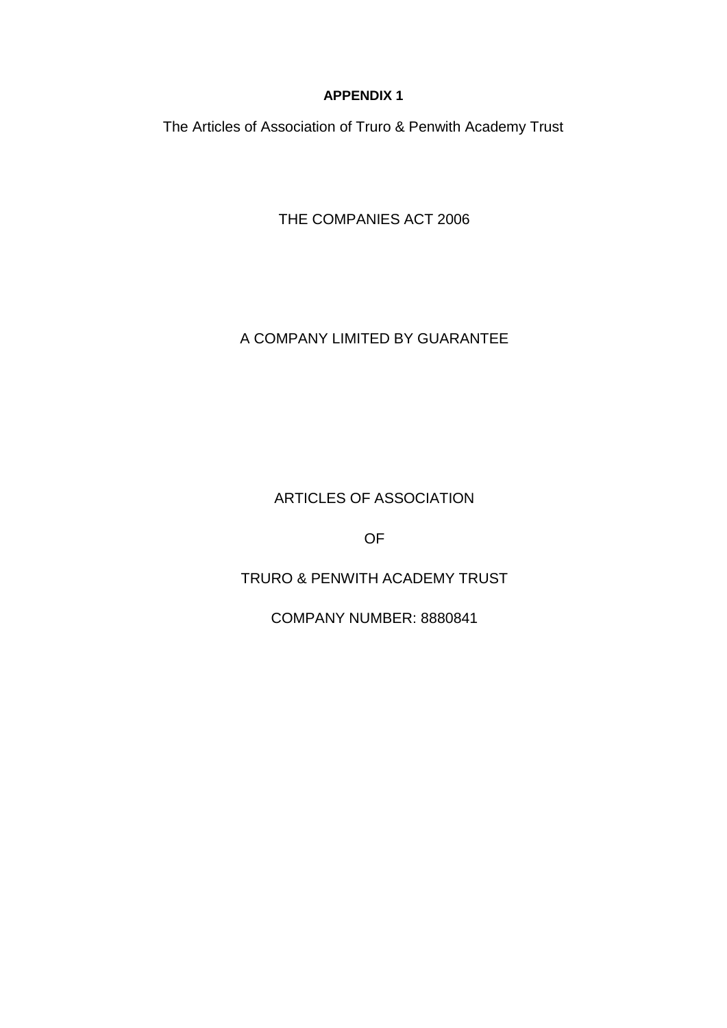**APPENDIX 1**

The Articles of Association of Truro & Penwith Academy Trust

THE COMPANIES ACT 2006

A COMPANY LIMITED BY GUARANTEE

ARTICLES OF ASSOCIATION

OF

TRURO & PENWITH ACADEMY TRUST

COMPANY NUMBER: 8880841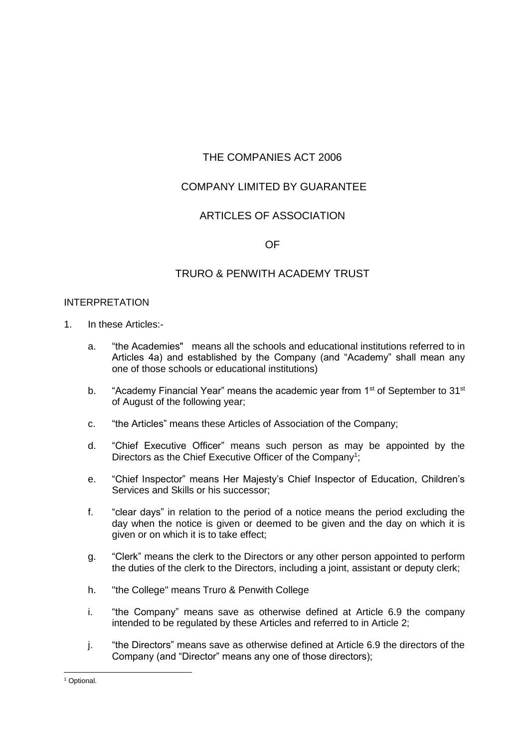THE COMPANIES ACT 2006

COMPANY LIMITED BY GUARANTEE

ARTICLES OF ASSOCIATION

OF

TRURO & PENWITH ACADEMY TRUST

INTERPRETATION

1. In these Articles:-

   a. "the Academies" means all the schools and educational institutions referred to in Articles 4a) and established by the Company (and "Academy" shall mean any one of those schools or educational institutions)

   b. "Academy Financial Year" means the academic year from 1st of September to 31st of August of the following year;

   c. "the Articles" means these Articles of Association of the Company;

   d. "Chief Executive Officer" means such person as may be appointed by the Directors as the Chief Executive Officer of the Company[1];

   e. "Chief Inspector" means Her Majesty's Chief Inspector of Education, Children's Services and Skills or his successor;

   f. "clear days" in relation to the period of a notice means the period excluding the day when the notice is given or deemed to be given and the day on which it is given or on which it is to take effect;

   g. "Clerk" means the clerk to the Directors or any other person appointed to perform the duties of the clerk to the Directors, including a joint, assistant or deputy clerk;

   h. "the College" means Truro & Penwith College

   i. "the Company" means save as otherwise defined at Article 6.9 the company intended to be regulated by these Articles and referred to in Article 2;

   j. "the Directors" means save as otherwise defined at Article 6.9 the directors of the Company (and "Director" means any one of those directors);

[1] Optional.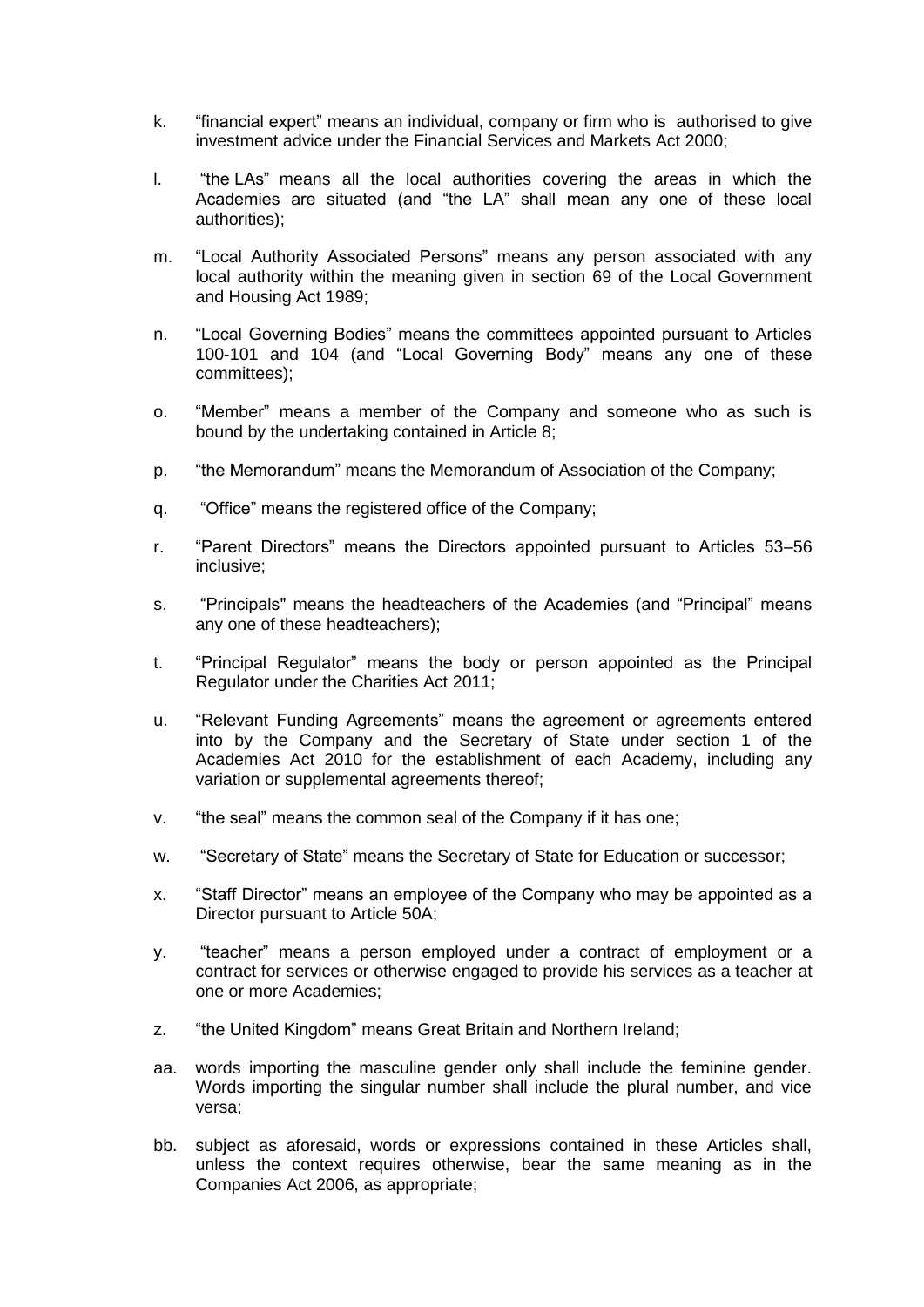k. "financial expert" means an individual, company or firm who is authorised to give investment advice under the Financial Services and Markets Act 2000;

l. "the LAs" means all the local authorities covering the areas in which the Academies are situated (and "the LA" shall mean any one of these local authorities);

m. "Local Authority Associated Persons" means any person associated with any local authority within the meaning given in section 69 of the Local Government and Housing Act 1989;

n. "Local Governing Bodies" means the committees appointed pursuant to Articles 100-101 and 104 (and "Local Governing Body" means any one of these committees);

o. "Member" means a member of the Company and someone who as such is bound by the undertaking contained in Article 8;

p. "the Memorandum" means the Memorandum of Association of the Company;

q. "Office" means the registered office of the Company;

r. "Parent Directors" means the Directors appointed pursuant to Articles 53–56 inclusive;

s. "Principals" means the headteachers of the Academies (and "Principal" means any one of these headteachers);

t. "Principal Regulator" means the body or person appointed as the Principal Regulator under the Charities Act 2011;

u. "Relevant Funding Agreements" means the agreement or agreements entered into by the Company and the Secretary of State under section 1 of the Academies Act 2010 for the establishment of each Academy, including any variation or supplemental agreements thereof;

v. "the seal" means the common seal of the Company if it has one;

w. "Secretary of State" means the Secretary of State for Education or successor;

x. "Staff Director" means an employee of the Company who may be appointed as a Director pursuant to Article 50A;

y. "teacher" means a person employed under a contract of employment or a contract for services or otherwise engaged to provide his services as a teacher at one or more Academies;

z. "the United Kingdom" means Great Britain and Northern Ireland;

aa. words importing the masculine gender only shall include the feminine gender. Words importing the singular number shall include the plural number, and vice versa;

bb. subject as aforesaid, words or expressions contained in these Articles shall, unless the context requires otherwise, bear the same meaning as in the Companies Act 2006, as appropriate;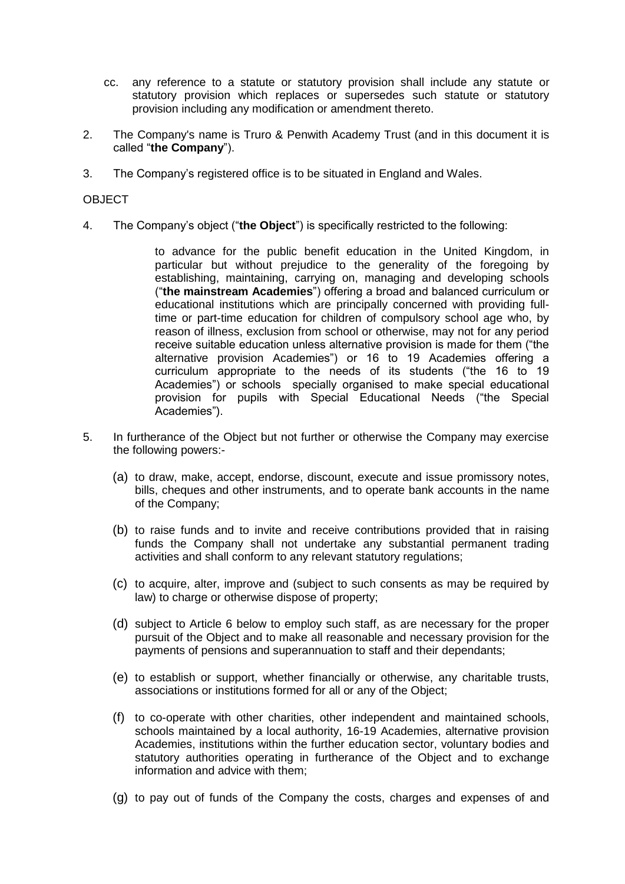cc. any reference to a statute or statutory provision shall include any statute or statutory provision which replaces or supersedes such statute or statutory provision including any modification or amendment thereto.

2. The Company's name is Truro & Penwith Academy Trust (and in this document it is called "**the Company**").

3. The Company's registered office is to be situated in England and Wales.

OBJECT

4. The Company's object ("**the Object**") is specifically restricted to the following:

   to advance for the public benefit education in the United Kingdom, in particular but without prejudice to the generality of the foregoing by establishing, maintaining, carrying on, managing and developing schools ("**the mainstream Academies**") offering a broad and balanced curriculum or educational institutions which are principally concerned with providing full-time or part-time education for children of compulsory school age who, by reason of illness, exclusion from school or otherwise, may not for any period receive suitable education unless alternative provision is made for them ("the alternative provision Academies") or 16 to 19 Academies offering a curriculum appropriate to the needs of its students ("the 16 to 19 Academies") or schools specially organised to make special educational provision for pupils with Special Educational Needs ("the Special Academies").

5. In furtherance of the Object but not further or otherwise the Company may exercise the following powers:-

   (a) to draw, make, accept, endorse, discount, execute and issue promissory notes, bills, cheques and other instruments, and to operate bank accounts in the name of the Company;

   (b) to raise funds and to invite and receive contributions provided that in raising funds the Company shall not undertake any substantial permanent trading activities and shall conform to any relevant statutory regulations;

   (c) to acquire, alter, improve and (subject to such consents as may be required by law) to charge or otherwise dispose of property;

   (d) subject to Article 6 below to employ such staff, as are necessary for the proper pursuit of the Object and to make all reasonable and necessary provision for the payments of pensions and superannuation to staff and their dependants;

   (e) to establish or support, whether financially or otherwise, any charitable trusts, associations or institutions formed for all or any of the Object;

   (f) to co-operate with other charities, other independent and maintained schools, schools maintained by a local authority, 16-19 Academies, alternative provision Academies, institutions within the further education sector, voluntary bodies and statutory authorities operating in furtherance of the Object and to exchange information and advice with them;

   (g) to pay out of funds of the Company the costs, charges and expenses of and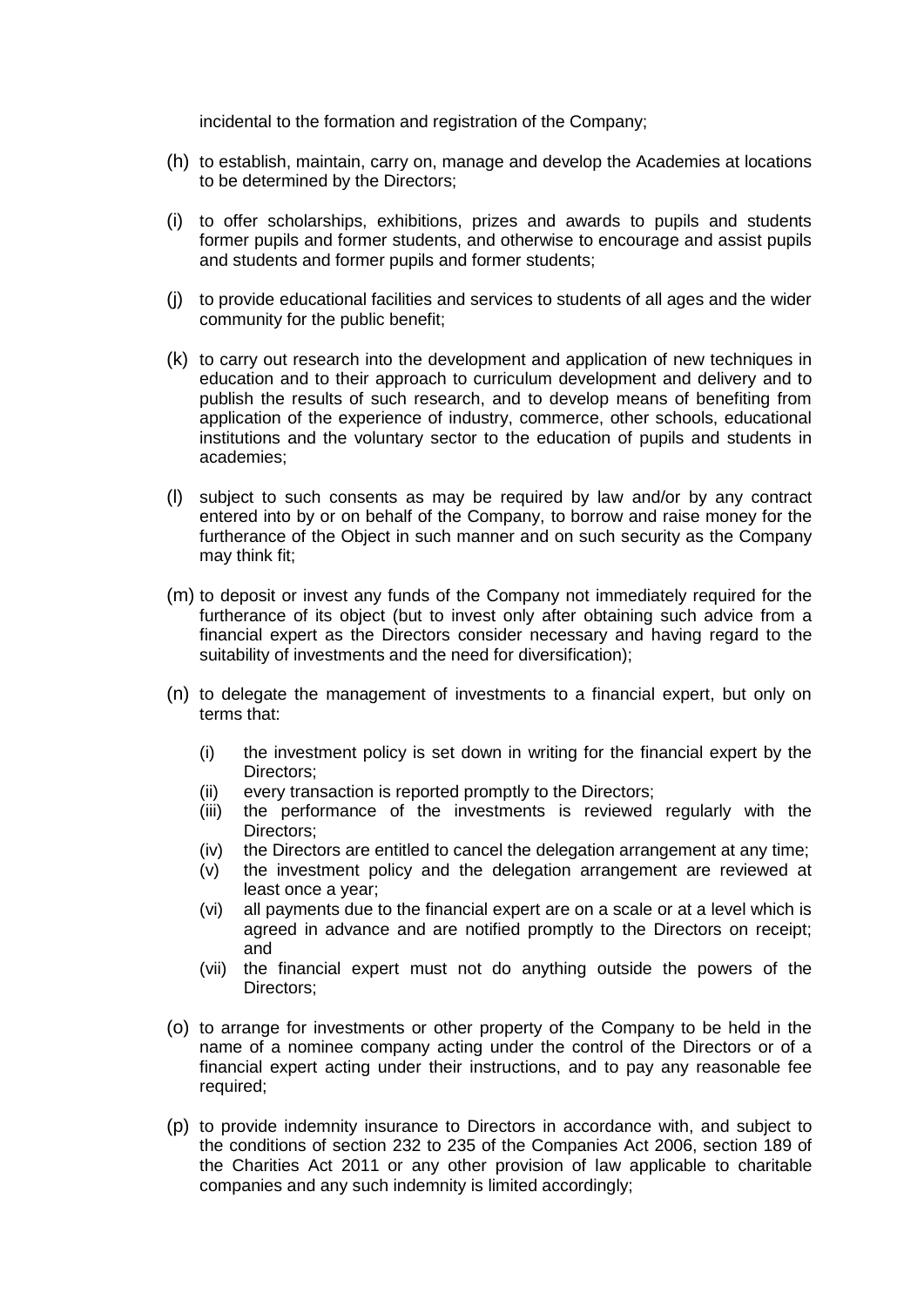incidental to the formation and registration of the Company;

(h) to establish, maintain, carry on, manage and develop the Academies at locations to be determined by the Directors;

(i) to offer scholarships, exhibitions, prizes and awards to pupils and students former pupils and former students, and otherwise to encourage and assist pupils and students and former pupils and former students;

(j) to provide educational facilities and services to students of all ages and the wider community for the public benefit;

(k) to carry out research into the development and application of new techniques in education and to their approach to curriculum development and delivery and to publish the results of such research, and to develop means of benefiting from application of the experience of industry, commerce, other schools, educational institutions and the voluntary sector to the education of pupils and students in academies;

(l) subject to such consents as may be required by law and/or by any contract entered into by or on behalf of the Company, to borrow and raise money for the furtherance of the Object in such manner and on such security as the Company may think fit;

(m) to deposit or invest any funds of the Company not immediately required for the furtherance of its object (but to invest only after obtaining such advice from a financial expert as the Directors consider necessary and having regard to the suitability of investments and the need for diversification);

(n) to delegate the management of investments to a financial expert, but only on terms that:

    (i) the investment policy is set down in writing for the financial expert by the Directors;
    (ii) every transaction is reported promptly to the Directors;
    (iii) the performance of the investments is reviewed regularly with the Directors;
    (iv) the Directors are entitled to cancel the delegation arrangement at any time;
    (v) the investment policy and the delegation arrangement are reviewed at least once a year;
    (vi) all payments due to the financial expert are on a scale or at a level which is agreed in advance and are notified promptly to the Directors on receipt; and
    (vii) the financial expert must not do anything outside the powers of the Directors;

(o) to arrange for investments or other property of the Company to be held in the name of a nominee company acting under the control of the Directors or of a financial expert acting under their instructions, and to pay any reasonable fee required;

(p) to provide indemnity insurance to Directors in accordance with, and subject to the conditions of section 232 to 235 of the Companies Act 2006, section 189 of the Charities Act 2011 or any other provision of law applicable to charitable companies and any such indemnity is limited accordingly;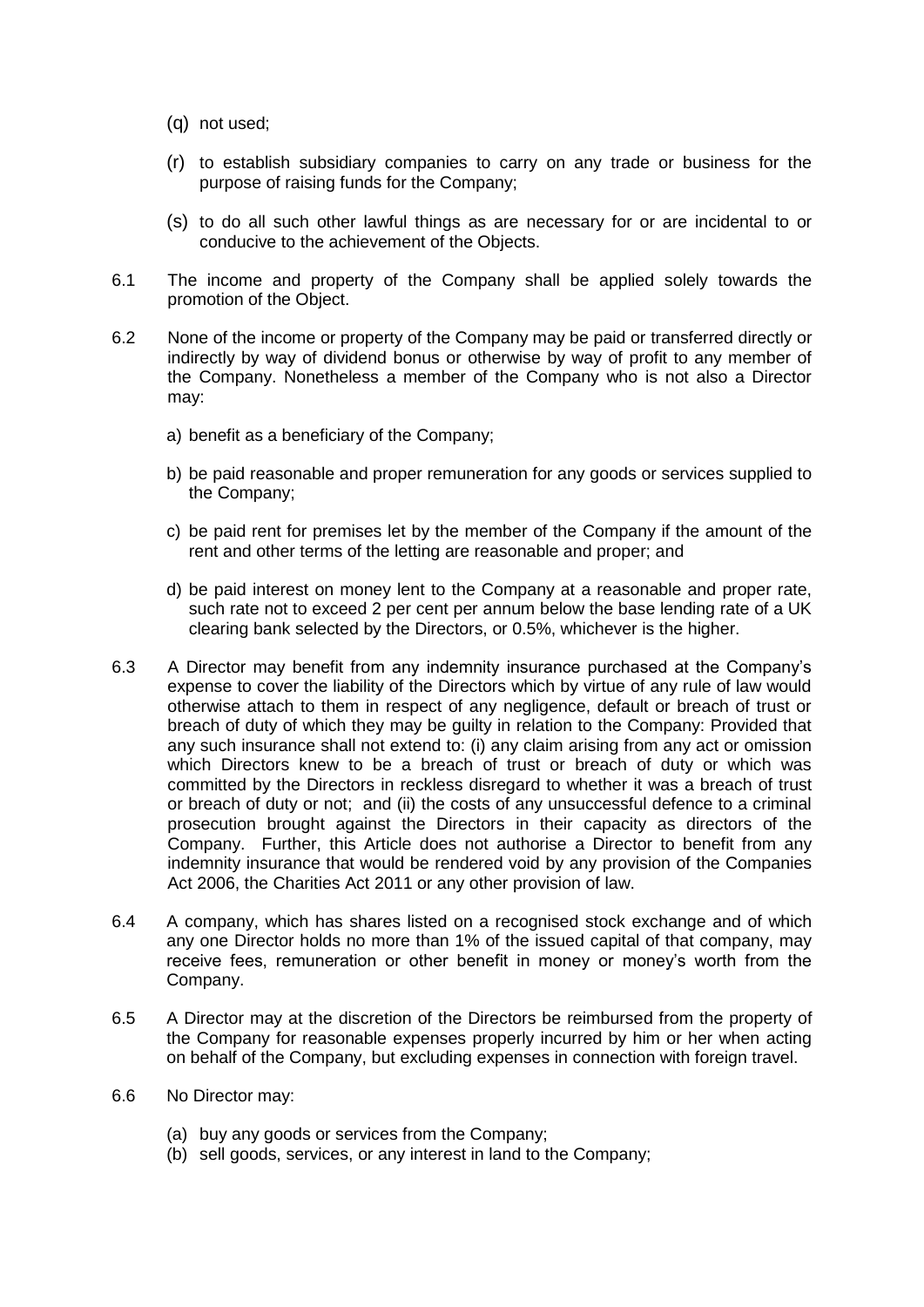(q) not used;

(r) to establish subsidiary companies to carry on any trade or business for the purpose of raising funds for the Company;

(s) to do all such other lawful things as are necessary for or are incidental to or conducive to the achievement of the Objects.

6.1 The income and property of the Company shall be applied solely towards the promotion of the Object.

6.2 None of the income or property of the Company may be paid or transferred directly or indirectly by way of dividend bonus or otherwise by way of profit to any member of the Company. Nonetheless a member of the Company who is not also a Director may:

a) benefit as a beneficiary of the Company;

b) be paid reasonable and proper remuneration for any goods or services supplied to the Company;

c) be paid rent for premises let by the member of the Company if the amount of the rent and other terms of the letting are reasonable and proper; and

d) be paid interest on money lent to the Company at a reasonable and proper rate, such rate not to exceed 2 per cent per annum below the base lending rate of a UK clearing bank selected by the Directors, or 0.5%, whichever is the higher.

6.3 A Director may benefit from any indemnity insurance purchased at the Company's expense to cover the liability of the Directors which by virtue of any rule of law would otherwise attach to them in respect of any negligence, default or breach of trust or breach of duty of which they may be guilty in relation to the Company: Provided that any such insurance shall not extend to: (i) any claim arising from any act or omission which Directors knew to be a breach of trust or breach of duty or which was committed by the Directors in reckless disregard to whether it was a breach of trust or breach of duty or not; and (ii) the costs of any unsuccessful defence to a criminal prosecution brought against the Directors in their capacity as directors of the Company. Further, this Article does not authorise a Director to benefit from any indemnity insurance that would be rendered void by any provision of the Companies Act 2006, the Charities Act 2011 or any other provision of law.

6.4 A company, which has shares listed on a recognised stock exchange and of which any one Director holds no more than 1% of the issued capital of that company, may receive fees, remuneration or other benefit in money or money's worth from the Company.

6.5 A Director may at the discretion of the Directors be reimbursed from the property of the Company for reasonable expenses properly incurred by him or her when acting on behalf of the Company, but excluding expenses in connection with foreign travel.

6.6 No Director may:

(a) buy any goods or services from the Company;
(b) sell goods, services, or any interest in land to the Company;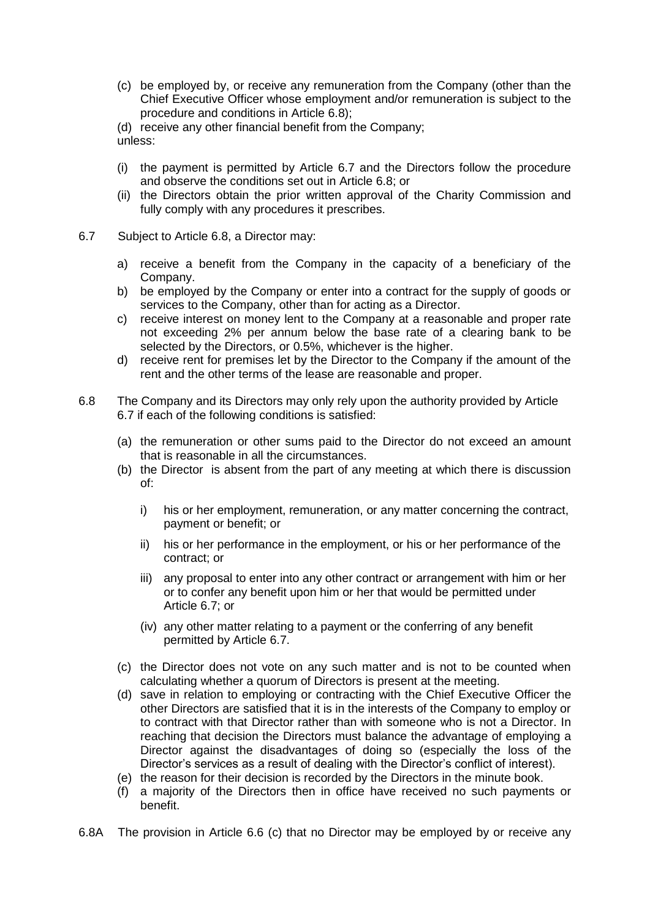(c) be employed by, or receive any remuneration from the Company (other than the Chief Executive Officer whose employment and/or remuneration is subject to the procedure and conditions in Article 6.8);

(d) receive any other financial benefit from the Company;

unless:

(i) the payment is permitted by Article 6.7 and the Directors follow the procedure and observe the conditions set out in Article 6.8; or

(ii) the Directors obtain the prior written approval of the Charity Commission and fully comply with any procedures it prescribes.

6.7 Subject to Article 6.8, a Director may:

a) receive a benefit from the Company in the capacity of a beneficiary of the Company.

b) be employed by the Company or enter into a contract for the supply of goods or services to the Company, other than for acting as a Director.

c) receive interest on money lent to the Company at a reasonable and proper rate not exceeding 2% per annum below the base rate of a clearing bank to be selected by the Directors, or 0.5%, whichever is the higher.

d) receive rent for premises let by the Director to the Company if the amount of the rent and the other terms of the lease are reasonable and proper.

6.8 The Company and its Directors may only rely upon the authority provided by Article 6.7 if each of the following conditions is satisfied:

(a) the remuneration or other sums paid to the Director do not exceed an amount that is reasonable in all the circumstances.

(b) the Director is absent from the part of any meeting at which there is discussion of:

i) his or her employment, remuneration, or any matter concerning the contract, payment or benefit; or

ii) his or her performance in the employment, or his or her performance of the contract; or

iii) any proposal to enter into any other contract or arrangement with him or her or to confer any benefit upon him or her that would be permitted under Article 6.7; or

(iv) any other matter relating to a payment or the conferring of any benefit permitted by Article 6.7.

(c) the Director does not vote on any such matter and is not to be counted when calculating whether a quorum of Directors is present at the meeting.

(d) save in relation to employing or contracting with the Chief Executive Officer the other Directors are satisfied that it is in the interests of the Company to employ or to contract with that Director rather than with someone who is not a Director. In reaching that decision the Directors must balance the advantage of employing a Director against the disadvantages of doing so (especially the loss of the Director's services as a result of dealing with the Director's conflict of interest).

(e) the reason for their decision is recorded by the Directors in the minute book.

(f) a majority of the Directors then in office have received no such payments or benefit.

6.8A The provision in Article 6.6 (c) that no Director may be employed by or receive any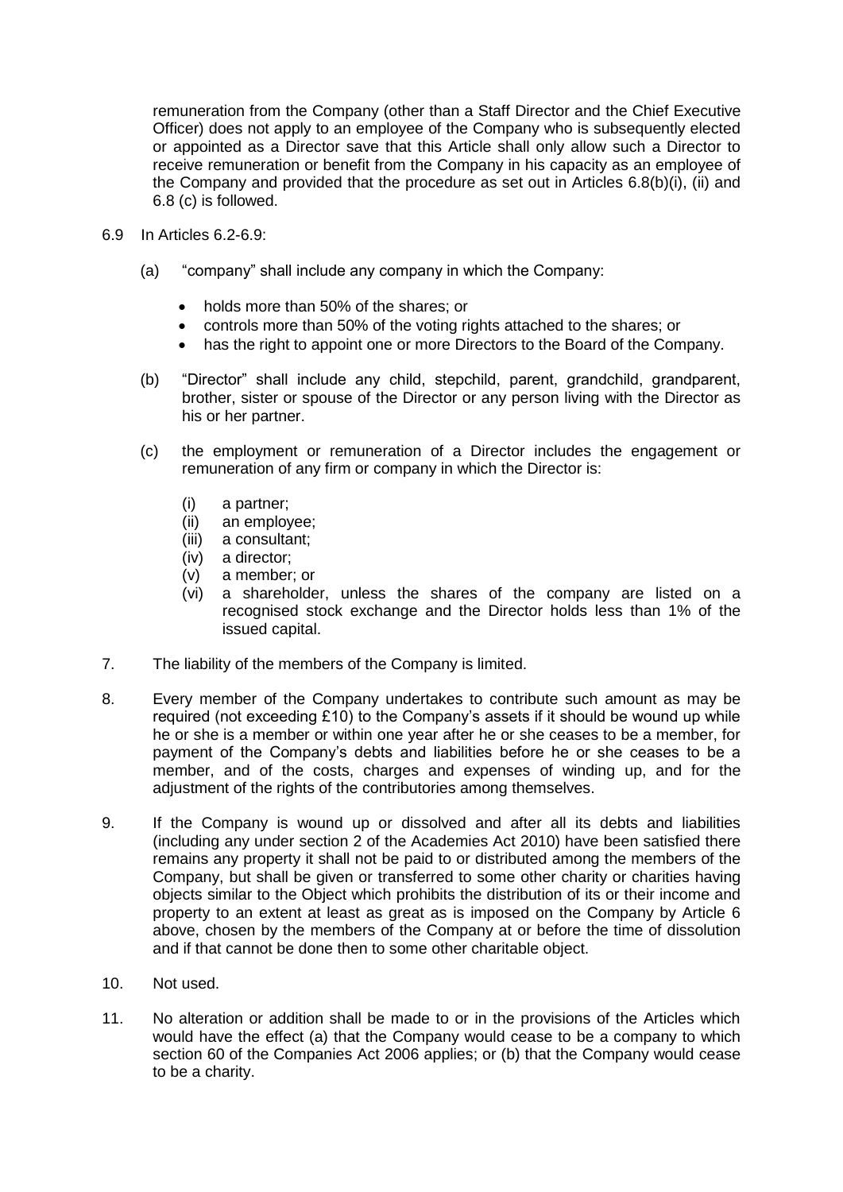remuneration from the Company (other than a Staff Director and the Chief Executive Officer) does not apply to an employee of the Company who is subsequently elected or appointed as a Director save that this Article shall only allow such a Director to receive remuneration or benefit from the Company in his capacity as an employee of the Company and provided that the procedure as set out in Articles 6.8(b)(i), (ii) and 6.8 (c) is followed.

6.9 In Articles 6.2-6.9:

(a) "company" shall include any company in which the Company:

- holds more than 50% of the shares; or
- controls more than 50% of the voting rights attached to the shares; or
- has the right to appoint one or more Directors to the Board of the Company.

(b) "Director" shall include any child, stepchild, parent, grandchild, grandparent, brother, sister or spouse of the Director or any person living with the Director as his or her partner.

(c) the employment or remuneration of a Director includes the engagement or remuneration of any firm or company in which the Director is:

(i) a partner;
(ii) an employee;
(iii) a consultant;
(iv) a director;
(v) a member; or
(vi) a shareholder, unless the shares of the company are listed on a recognised stock exchange and the Director holds less than 1% of the issued capital.

7. The liability of the members of the Company is limited.

8. Every member of the Company undertakes to contribute such amount as may be required (not exceeding £10) to the Company's assets if it should be wound up while he or she is a member or within one year after he or she ceases to be a member, for payment of the Company's debts and liabilities before he or she ceases to be a member, and of the costs, charges and expenses of winding up, and for the adjustment of the rights of the contributories among themselves.

9. If the Company is wound up or dissolved and after all its debts and liabilities (including any under section 2 of the Academies Act 2010) have been satisfied there remains any property it shall not be paid to or distributed among the members of the Company, but shall be given or transferred to some other charity or charities having objects similar to the Object which prohibits the distribution of its or their income and property to an extent at least as great as is imposed on the Company by Article 6 above, chosen by the members of the Company at or before the time of dissolution and if that cannot be done then to some other charitable object.

10. Not used.

11. No alteration or addition shall be made to or in the provisions of the Articles which would have the effect (a) that the Company would cease to be a company to which section 60 of the Companies Act 2006 applies; or (b) that the Company would cease to be a charity.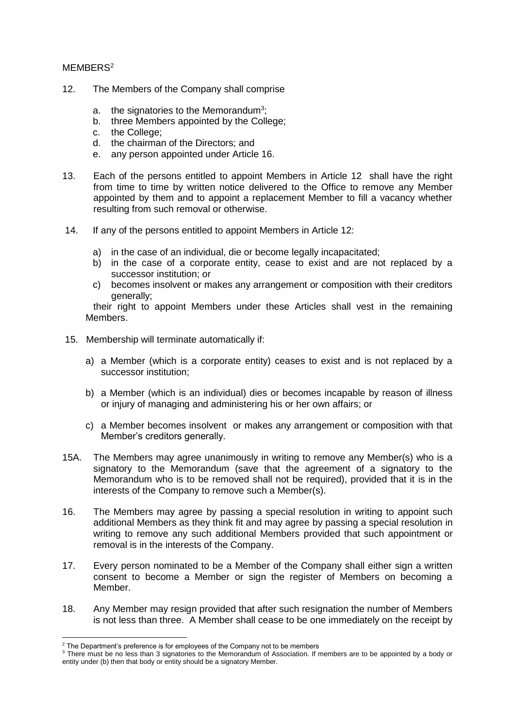## MEMBERS[2]

12. The Members of the Company shall comprise

    a. the signatories to the Memorandum[3];
    b. three Members appointed by the College;
    c. the College;
    d. the chairman of the Directors; and
    e. any person appointed under Article 16.

13. Each of the persons entitled to appoint Members in Article 12 shall have the right from time to time by written notice delivered to the Office to remove any Member appointed by them and to appoint a replacement Member to fill a vacancy whether resulting from such removal or otherwise.

14. If any of the persons entitled to appoint Members in Article 12:

    a) in the case of an individual, die or become legally incapacitated;
    b) in the case of a corporate entity, cease to exist and are not replaced by a successor institution; or
    c) becomes insolvent or makes any arrangement or composition with their creditors generally;

    their right to appoint Members under these Articles shall vest in the remaining Members.

15. Membership will terminate automatically if:

    a) a Member (which is a corporate entity) ceases to exist and is not replaced by a successor institution;

    b) a Member (which is an individual) dies or becomes incapable by reason of illness or injury of managing and administering his or her own affairs; or

    c) a Member becomes insolvent or makes any arrangement or composition with that Member's creditors generally.

15A. The Members may agree unanimously in writing to remove any Member(s) who is a signatory to the Memorandum (save that the agreement of a signatory to the Memorandum who is to be removed shall not be required), provided that it is in the interests of the Company to remove such a Member(s).

16. The Members may agree by passing a special resolution in writing to appoint such additional Members as they think fit and may agree by passing a special resolution in writing to remove any such additional Members provided that such appointment or removal is in the interests of the Company.

17. Every person nominated to be a Member of the Company shall either sign a written consent to become a Member or sign the register of Members on becoming a Member.

18. Any Member may resign provided that after such resignation the number of Members is not less than three. A Member shall cease to be one immediately on the receipt by

---

[2] The Department's preference is for employees of the Company not to be members

[3] There must be no less than 3 signatories to the Memorandum of Association. If members are to be appointed by a body or entity under (b) then that body or entity should be a signatory Member.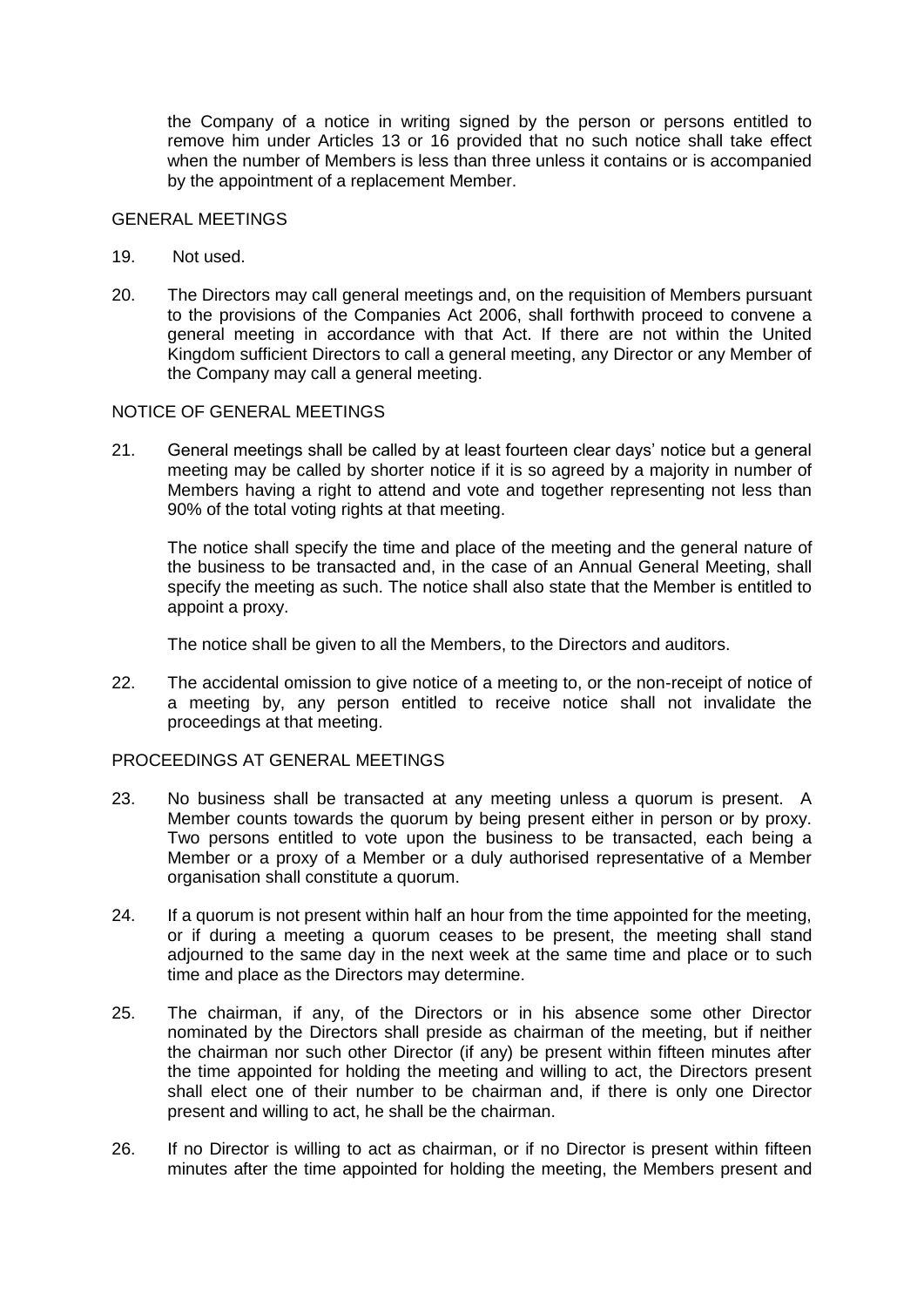the Company of a notice in writing signed by the person or persons entitled to remove him under Articles 13 or 16 provided that no such notice shall take effect when the number of Members is less than three unless it contains or is accompanied by the appointment of a replacement Member.

## GENERAL MEETINGS

19. Not used.

20. The Directors may call general meetings and, on the requisition of Members pursuant to the provisions of the Companies Act 2006, shall forthwith proceed to convene a general meeting in accordance with that Act. If there are not within the United Kingdom sufficient Directors to call a general meeting, any Director or any Member of the Company may call a general meeting.

## NOTICE OF GENERAL MEETINGS

21. General meetings shall be called by at least fourteen clear days' notice but a general meeting may be called by shorter notice if it is so agreed by a majority in number of Members having a right to attend and vote and together representing not less than 90% of the total voting rights at that meeting.

    The notice shall specify the time and place of the meeting and the general nature of the business to be transacted and, in the case of an Annual General Meeting, shall specify the meeting as such. The notice shall also state that the Member is entitled to appoint a proxy.

    The notice shall be given to all the Members, to the Directors and auditors.

22. The accidental omission to give notice of a meeting to, or the non-receipt of notice of a meeting by, any person entitled to receive notice shall not invalidate the proceedings at that meeting.

## PROCEEDINGS AT GENERAL MEETINGS

23. No business shall be transacted at any meeting unless a quorum is present. A Member counts towards the quorum by being present either in person or by proxy. Two persons entitled to vote upon the business to be transacted, each being a Member or a proxy of a Member or a duly authorised representative of a Member organisation shall constitute a quorum.

24. If a quorum is not present within half an hour from the time appointed for the meeting, or if during a meeting a quorum ceases to be present, the meeting shall stand adjourned to the same day in the next week at the same time and place or to such time and place as the Directors may determine.

25. The chairman, if any, of the Directors or in his absence some other Director nominated by the Directors shall preside as chairman of the meeting, but if neither the chairman nor such other Director (if any) be present within fifteen minutes after the time appointed for holding the meeting and willing to act, the Directors present shall elect one of their number to be chairman and, if there is only one Director present and willing to act, he shall be the chairman.

26. If no Director is willing to act as chairman, or if no Director is present within fifteen minutes after the time appointed for holding the meeting, the Members present and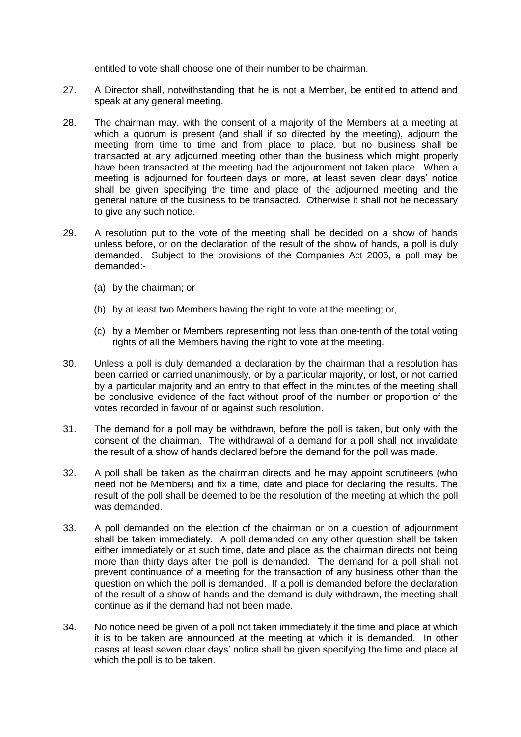entitled to vote shall choose one of their number to be chairman.

27. A Director shall, notwithstanding that he is not a Member, be entitled to attend and speak at any general meeting.

28. The chairman may, with the consent of a majority of the Members at a meeting at which a quorum is present (and shall if so directed by the meeting), adjourn the meeting from time to time and from place to place, but no business shall be transacted at any adjourned meeting other than the business which might properly have been transacted at the meeting had the adjournment not taken place. When a meeting is adjourned for fourteen days or more, at least seven clear days' notice shall be given specifying the time and place of the adjourned meeting and the general nature of the business to be transacted. Otherwise it shall not be necessary to give any such notice.

29. A resolution put to the vote of the meeting shall be decided on a show of hands unless before, or on the declaration of the result of the show of hands, a poll is duly demanded. Subject to the provisions of the Companies Act 2006, a poll may be demanded:-

    (a) by the chairman; or

    (b) by at least two Members having the right to vote at the meeting; or,

    (c) by a Member or Members representing not less than one-tenth of the total voting rights of all the Members having the right to vote at the meeting.

30. Unless a poll is duly demanded a declaration by the chairman that a resolution has been carried or carried unanimously, or by a particular majority, or lost, or not carried by a particular majority and an entry to that effect in the minutes of the meeting shall be conclusive evidence of the fact without proof of the number or proportion of the votes recorded in favour of or against such resolution.

31. The demand for a poll may be withdrawn, before the poll is taken, but only with the consent of the chairman. The withdrawal of a demand for a poll shall not invalidate the result of a show of hands declared before the demand for the poll was made.

32. A poll shall be taken as the chairman directs and he may appoint scrutineers (who need not be Members) and fix a time, date and place for declaring the results. The result of the poll shall be deemed to be the resolution of the meeting at which the poll was demanded.

33. A poll demanded on the election of the chairman or on a question of adjournment shall be taken immediately. A poll demanded on any other question shall be taken either immediately or at such time, date and place as the chairman directs not being more than thirty days after the poll is demanded. The demand for a poll shall not prevent continuance of a meeting for the transaction of any business other than the question on which the poll is demanded. If a poll is demanded before the declaration of the result of a show of hands and the demand is duly withdrawn, the meeting shall continue as if the demand had not been made.

34. No notice need be given of a poll not taken immediately if the time and place at which it is to be taken are announced at the meeting at which it is demanded. In other cases at least seven clear days' notice shall be given specifying the time and place at which the poll is to be taken.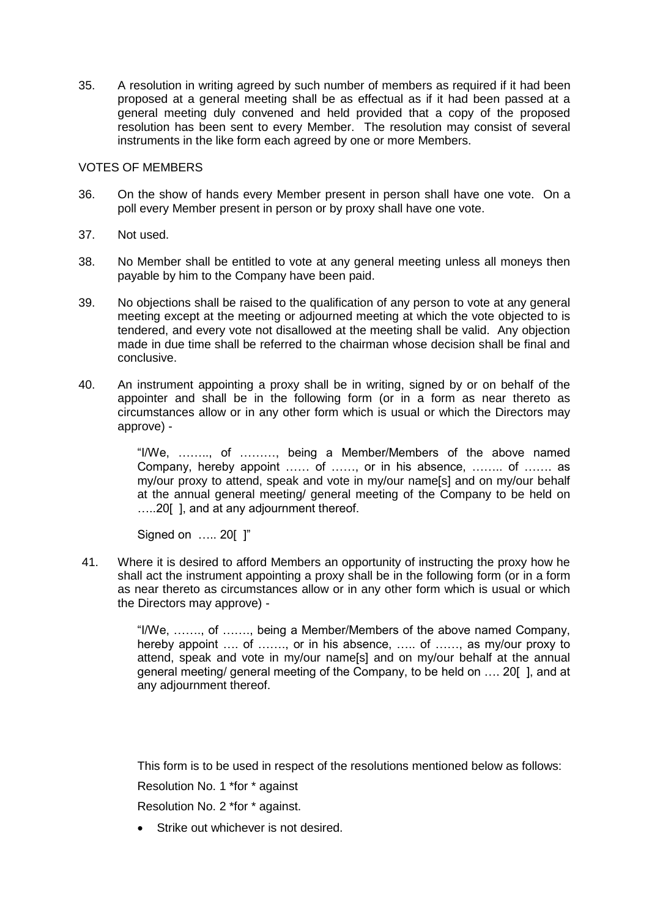35. A resolution in writing agreed by such number of members as required if it had been proposed at a general meeting shall be as effectual as if it had been passed at a general meeting duly convened and held provided that a copy of the proposed resolution has been sent to every Member. The resolution may consist of several instruments in the like form each agreed by one or more Members.

VOTES OF MEMBERS

36. On the show of hands every Member present in person shall have one vote. On a poll every Member present in person or by proxy shall have one vote.

37. Not used.

38. No Member shall be entitled to vote at any general meeting unless all moneys then payable by him to the Company have been paid.

39. No objections shall be raised to the qualification of any person to vote at any general meeting except at the meeting or adjourned meeting at which the vote objected to is tendered, and every vote not disallowed at the meeting shall be valid. Any objection made in due time shall be referred to the chairman whose decision shall be final and conclusive.

40. An instrument appointing a proxy shall be in writing, signed by or on behalf of the appointer and shall be in the following form (or in a form as near thereto as circumstances allow or in any other form which is usual or which the Directors may approve) -

> "I/We, …….., of ………, being a Member/Members of the above named Company, hereby appoint …… of ……, or in his absence, …….. of ……. as my/our proxy to attend, speak and vote in my/our name[s] and on my/our behalf at the annual general meeting/ general meeting of the Company to be held on …..20[ ], and at any adjournment thereof.
>
> Signed on ….. 20[ ]"

41. Where it is desired to afford Members an opportunity of instructing the proxy how he shall act the instrument appointing a proxy shall be in the following form (or in a form as near thereto as circumstances allow or in any other form which is usual or which the Directors may approve) -

> "I/We, ……., of ……., being a Member/Members of the above named Company, hereby appoint …. of ……., or in his absence, ….. of ……, as my/our proxy to attend, speak and vote in my/our name[s] and on my/our behalf at the annual general meeting/ general meeting of the Company, to be held on …. 20[ ], and at any adjournment thereof.
>
> This form is to be used in respect of the resolutions mentioned below as follows:
>
> Resolution No. 1 *for * against
>
> Resolution No. 2 *for * against.
>
> - Strike out whichever is not desired.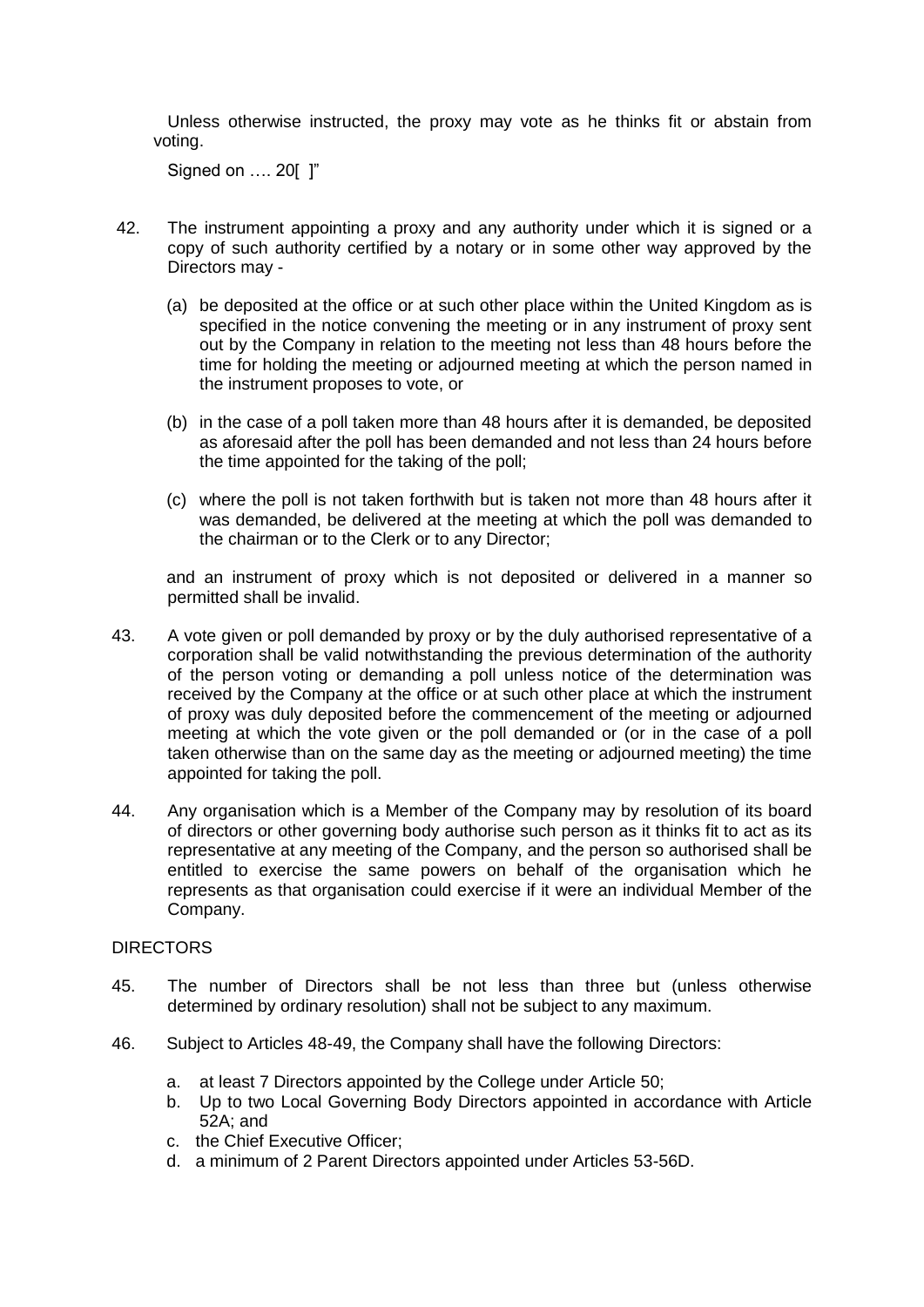Unless otherwise instructed, the proxy may vote as he thinks fit or abstain from voting.

Signed on …. 20[ ]"

42. The instrument appointing a proxy and any authority under which it is signed or a copy of such authority certified by a notary or in some other way approved by the Directors may -

    (a) be deposited at the office or at such other place within the United Kingdom as is specified in the notice convening the meeting or in any instrument of proxy sent out by the Company in relation to the meeting not less than 48 hours before the time for holding the meeting or adjourned meeting at which the person named in the instrument proposes to vote, or

    (b) in the case of a poll taken more than 48 hours after it is demanded, be deposited as aforesaid after the poll has been demanded and not less than 24 hours before the time appointed for the taking of the poll;

    (c) where the poll is not taken forthwith but is taken not more than 48 hours after it was demanded, be delivered at the meeting at which the poll was demanded to the chairman or to the Clerk or to any Director;

    and an instrument of proxy which is not deposited or delivered in a manner so permitted shall be invalid.

43. A vote given or poll demanded by proxy or by the duly authorised representative of a corporation shall be valid notwithstanding the previous determination of the authority of the person voting or demanding a poll unless notice of the determination was received by the Company at the office or at such other place at which the instrument of proxy was duly deposited before the commencement of the meeting or adjourned meeting at which the vote given or the poll demanded or (or in the case of a poll taken otherwise than on the same day as the meeting or adjourned meeting) the time appointed for taking the poll.

44. Any organisation which is a Member of the Company may by resolution of its board of directors or other governing body authorise such person as it thinks fit to act as its representative at any meeting of the Company, and the person so authorised shall be entitled to exercise the same powers on behalf of the organisation which he represents as that organisation could exercise if it were an individual Member of the Company.

DIRECTORS

45. The number of Directors shall be not less than three but (unless otherwise determined by ordinary resolution) shall not be subject to any maximum.

46. Subject to Articles 48-49, the Company shall have the following Directors:

    a. at least 7 Directors appointed by the College under Article 50;
    b. Up to two Local Governing Body Directors appointed in accordance with Article 52A; and
    c. the Chief Executive Officer;
    d. a minimum of 2 Parent Directors appointed under Articles 53-56D.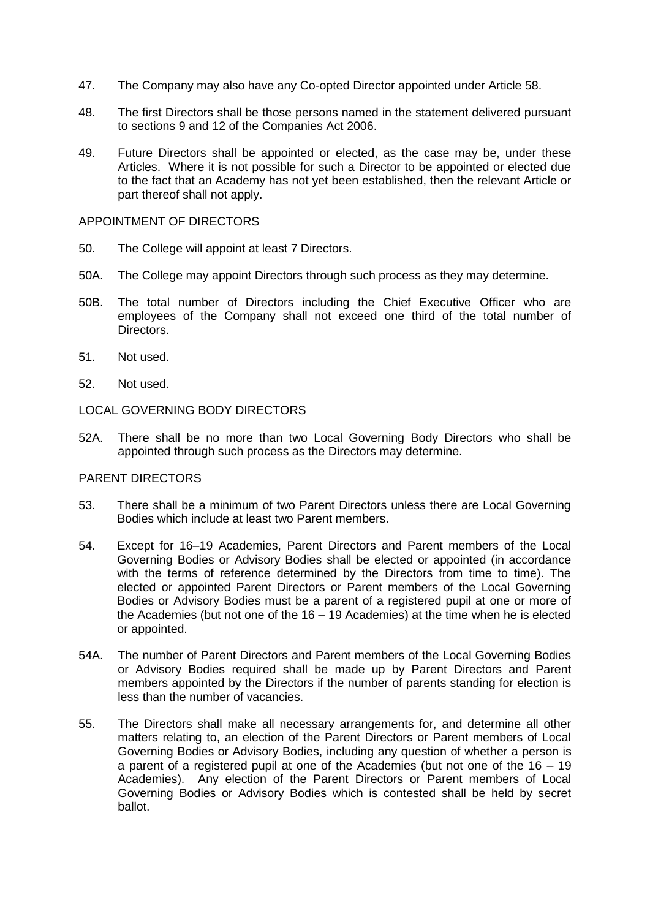47. The Company may also have any Co-opted Director appointed under Article 58.

48. The first Directors shall be those persons named in the statement delivered pursuant to sections 9 and 12 of the Companies Act 2006.

49. Future Directors shall be appointed or elected, as the case may be, under these Articles. Where it is not possible for such a Director to be appointed or elected due to the fact that an Academy has not yet been established, then the relevant Article or part thereof shall not apply.

APPOINTMENT OF DIRECTORS

50. The College will appoint at least 7 Directors.

50A. The College may appoint Directors through such process as they may determine.

50B. The total number of Directors including the Chief Executive Officer who are employees of the Company shall not exceed one third of the total number of Directors.

51. Not used.

52. Not used.

LOCAL GOVERNING BODY DIRECTORS

52A. There shall be no more than two Local Governing Body Directors who shall be appointed through such process as the Directors may determine.

PARENT DIRECTORS

53. There shall be a minimum of two Parent Directors unless there are Local Governing Bodies which include at least two Parent members.

54. Except for 16–19 Academies, Parent Directors and Parent members of the Local Governing Bodies or Advisory Bodies shall be elected or appointed (in accordance with the terms of reference determined by the Directors from time to time). The elected or appointed Parent Directors or Parent members of the Local Governing Bodies or Advisory Bodies must be a parent of a registered pupil at one or more of the Academies (but not one of the 16 – 19 Academies) at the time when he is elected or appointed.

54A. The number of Parent Directors and Parent members of the Local Governing Bodies or Advisory Bodies required shall be made up by Parent Directors and Parent members appointed by the Directors if the number of parents standing for election is less than the number of vacancies.

55. The Directors shall make all necessary arrangements for, and determine all other matters relating to, an election of the Parent Directors or Parent members of Local Governing Bodies or Advisory Bodies, including any question of whether a person is a parent of a registered pupil at one of the Academies (but not one of the 16 – 19 Academies). Any election of the Parent Directors or Parent members of Local Governing Bodies or Advisory Bodies which is contested shall be held by secret ballot.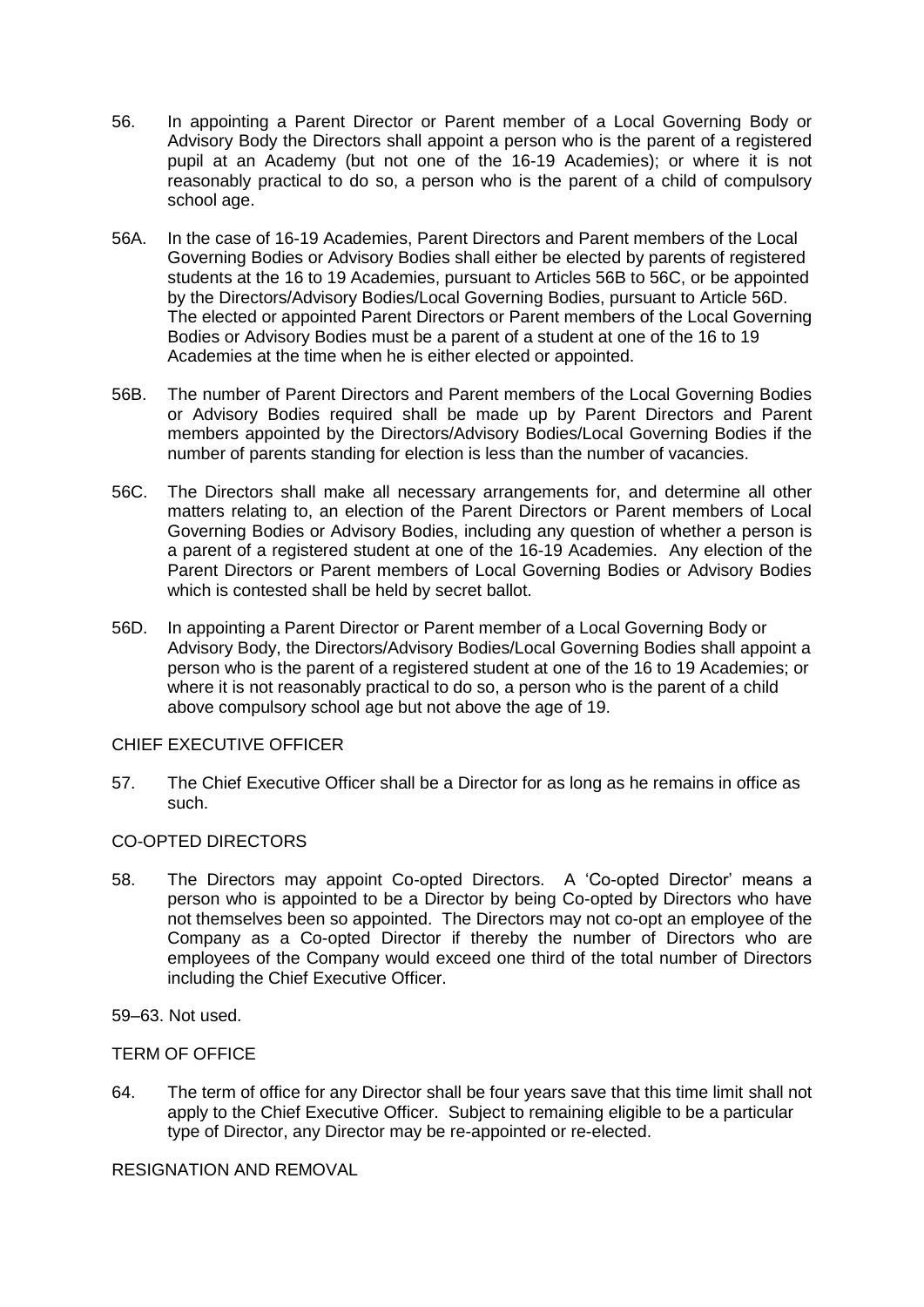56. In appointing a Parent Director or Parent member of a Local Governing Body or Advisory Body the Directors shall appoint a person who is the parent of a registered pupil at an Academy (but not one of the 16-19 Academies); or where it is not reasonably practical to do so, a person who is the parent of a child of compulsory school age.

56A. In the case of 16-19 Academies, Parent Directors and Parent members of the Local Governing Bodies or Advisory Bodies shall either be elected by parents of registered students at the 16 to 19 Academies, pursuant to Articles 56B to 56C, or be appointed by the Directors/Advisory Bodies/Local Governing Bodies, pursuant to Article 56D. The elected or appointed Parent Directors or Parent members of the Local Governing Bodies or Advisory Bodies must be a parent of a student at one of the 16 to 19 Academies at the time when he is either elected or appointed.

56B. The number of Parent Directors and Parent members of the Local Governing Bodies or Advisory Bodies required shall be made up by Parent Directors and Parent members appointed by the Directors/Advisory Bodies/Local Governing Bodies if the number of parents standing for election is less than the number of vacancies.

56C. The Directors shall make all necessary arrangements for, and determine all other matters relating to, an election of the Parent Directors or Parent members of Local Governing Bodies or Advisory Bodies, including any question of whether a person is a parent of a registered student at one of the 16-19 Academies. Any election of the Parent Directors or Parent members of Local Governing Bodies or Advisory Bodies which is contested shall be held by secret ballot.

56D. In appointing a Parent Director or Parent member of a Local Governing Body or Advisory Body, the Directors/Advisory Bodies/Local Governing Bodies shall appoint a person who is the parent of a registered student at one of the 16 to 19 Academies; or where it is not reasonably practical to do so, a person who is the parent of a child above compulsory school age but not above the age of 19.

CHIEF EXECUTIVE OFFICER

57. The Chief Executive Officer shall be a Director for as long as he remains in office as such.

CO-OPTED DIRECTORS

58. The Directors may appoint Co-opted Directors. A 'Co-opted Director' means a person who is appointed to be a Director by being Co-opted by Directors who have not themselves been so appointed. The Directors may not co-opt an employee of the Company as a Co-opted Director if thereby the number of Directors who are employees of the Company would exceed one third of the total number of Directors including the Chief Executive Officer.

59–63. Not used.

TERM OF OFFICE

64. The term of office for any Director shall be four years save that this time limit shall not apply to the Chief Executive Officer. Subject to remaining eligible to be a particular type of Director, any Director may be re-appointed or re-elected.

RESIGNATION AND REMOVAL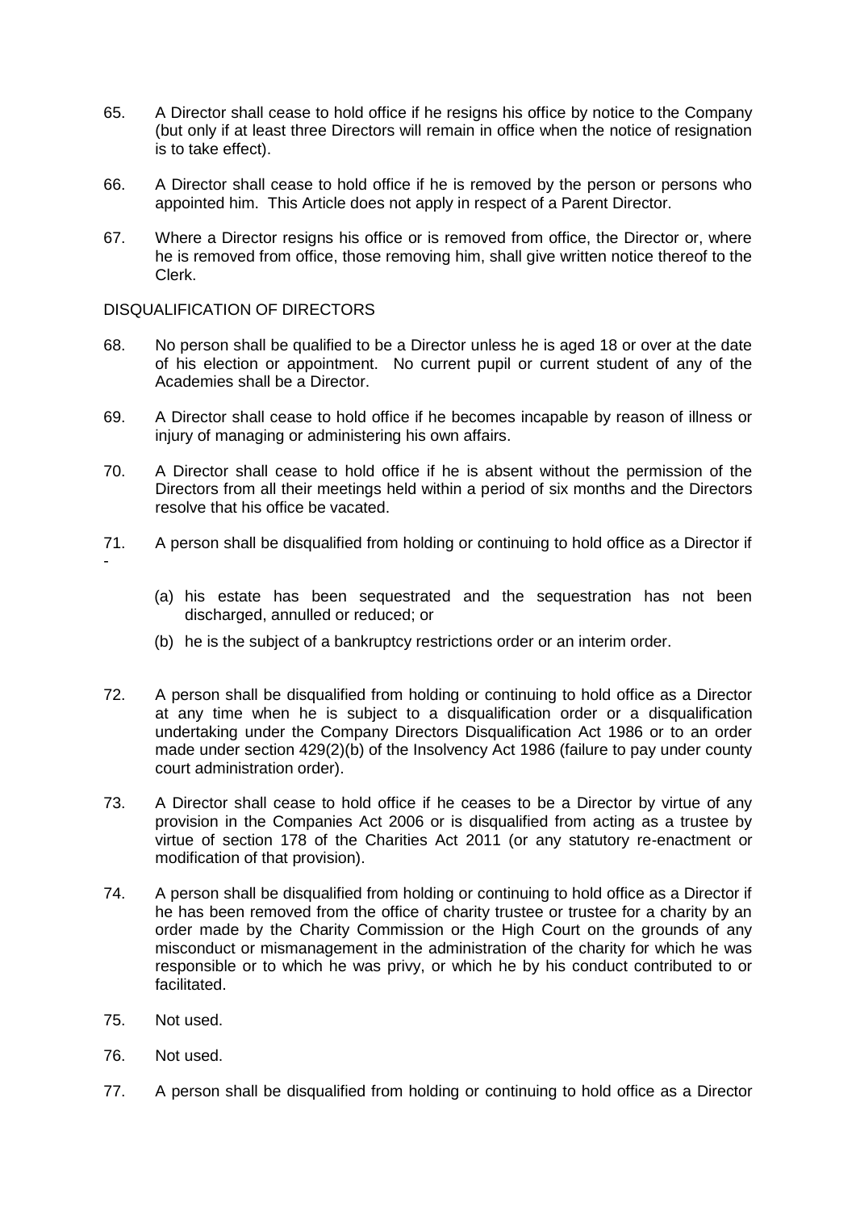65. A Director shall cease to hold office if he resigns his office by notice to the Company (but only if at least three Directors will remain in office when the notice of resignation is to take effect).

66. A Director shall cease to hold office if he is removed by the person or persons who appointed him. This Article does not apply in respect of a Parent Director.

67. Where a Director resigns his office or is removed from office, the Director or, where he is removed from office, those removing him, shall give written notice thereof to the Clerk.

DISQUALIFICATION OF DIRECTORS

68. No person shall be qualified to be a Director unless he is aged 18 or over at the date of his election or appointment. No current pupil or current student of any of the Academies shall be a Director.

69. A Director shall cease to hold office if he becomes incapable by reason of illness or injury of managing or administering his own affairs.

70. A Director shall cease to hold office if he is absent without the permission of the Directors from all their meetings held within a period of six months and the Directors resolve that his office be vacated.

71. A person shall be disqualified from holding or continuing to hold office as a Director if -

   (a) his estate has been sequestrated and the sequestration has not been discharged, annulled or reduced; or

   (b) he is the subject of a bankruptcy restrictions order or an interim order.

72. A person shall be disqualified from holding or continuing to hold office as a Director at any time when he is subject to a disqualification order or a disqualification undertaking under the Company Directors Disqualification Act 1986 or to an order made under section 429(2)(b) of the Insolvency Act 1986 (failure to pay under county court administration order).

73. A Director shall cease to hold office if he ceases to be a Director by virtue of any provision in the Companies Act 2006 or is disqualified from acting as a trustee by virtue of section 178 of the Charities Act 2011 (or any statutory re-enactment or modification of that provision).

74. A person shall be disqualified from holding or continuing to hold office as a Director if he has been removed from the office of charity trustee or trustee for a charity by an order made by the Charity Commission or the High Court on the grounds of any misconduct or mismanagement in the administration of the charity for which he was responsible or to which he was privy, or which he by his conduct contributed to or facilitated.

75. Not used.

76. Not used.

77. A person shall be disqualified from holding or continuing to hold office as a Director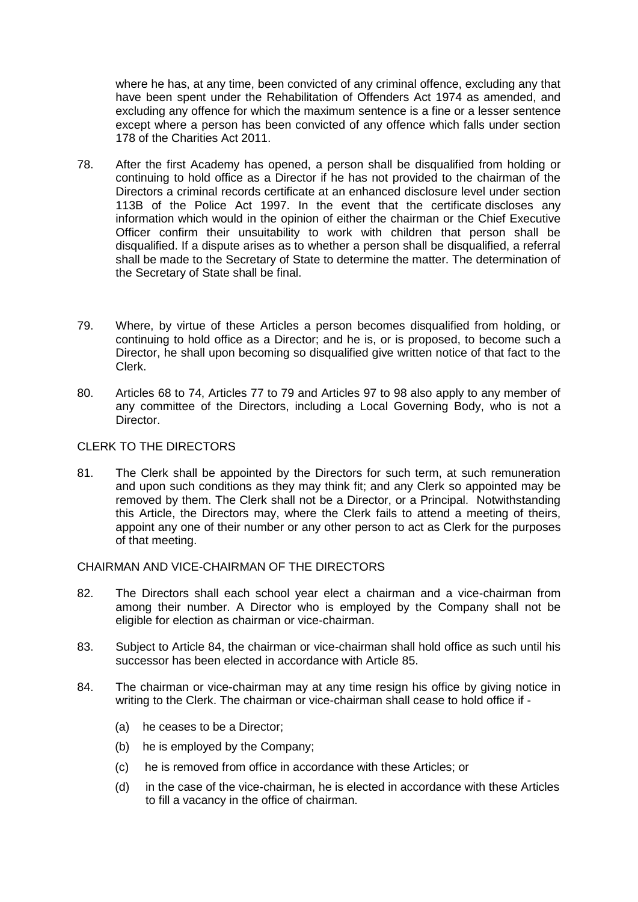where he has, at any time, been convicted of any criminal offence, excluding any that have been spent under the Rehabilitation of Offenders Act 1974 as amended, and excluding any offence for which the maximum sentence is a fine or a lesser sentence except where a person has been convicted of any offence which falls under section 178 of the Charities Act 2011.

78. After the first Academy has opened, a person shall be disqualified from holding or continuing to hold office as a Director if he has not provided to the chairman of the Directors a criminal records certificate at an enhanced disclosure level under section 113B of the Police Act 1997. In the event that the certificate discloses any information which would in the opinion of either the chairman or the Chief Executive Officer confirm their unsuitability to work with children that person shall be disqualified. If a dispute arises as to whether a person shall be disqualified, a referral shall be made to the Secretary of State to determine the matter. The determination of the Secretary of State shall be final.

79. Where, by virtue of these Articles a person becomes disqualified from holding, or continuing to hold office as a Director; and he is, or is proposed, to become such a Director, he shall upon becoming so disqualified give written notice of that fact to the Clerk.

80. Articles 68 to 74, Articles 77 to 79 and Articles 97 to 98 also apply to any member of any committee of the Directors, including a Local Governing Body, who is not a Director.

CLERK TO THE DIRECTORS

81. The Clerk shall be appointed by the Directors for such term, at such remuneration and upon such conditions as they may think fit; and any Clerk so appointed may be removed by them. The Clerk shall not be a Director, or a Principal. Notwithstanding this Article, the Directors may, where the Clerk fails to attend a meeting of theirs, appoint any one of their number or any other person to act as Clerk for the purposes of that meeting.

CHAIRMAN AND VICE-CHAIRMAN OF THE DIRECTORS

82. The Directors shall each school year elect a chairman and a vice-chairman from among their number. A Director who is employed by the Company shall not be eligible for election as chairman or vice-chairman.

83. Subject to Article 84, the chairman or vice-chairman shall hold office as such until his successor has been elected in accordance with Article 85.

84. The chairman or vice-chairman may at any time resign his office by giving notice in writing to the Clerk. The chairman or vice-chairman shall cease to hold office if -

    (a) he ceases to be a Director;

    (b) he is employed by the Company;

    (c) he is removed from office in accordance with these Articles; or

    (d) in the case of the vice-chairman, he is elected in accordance with these Articles to fill a vacancy in the office of chairman.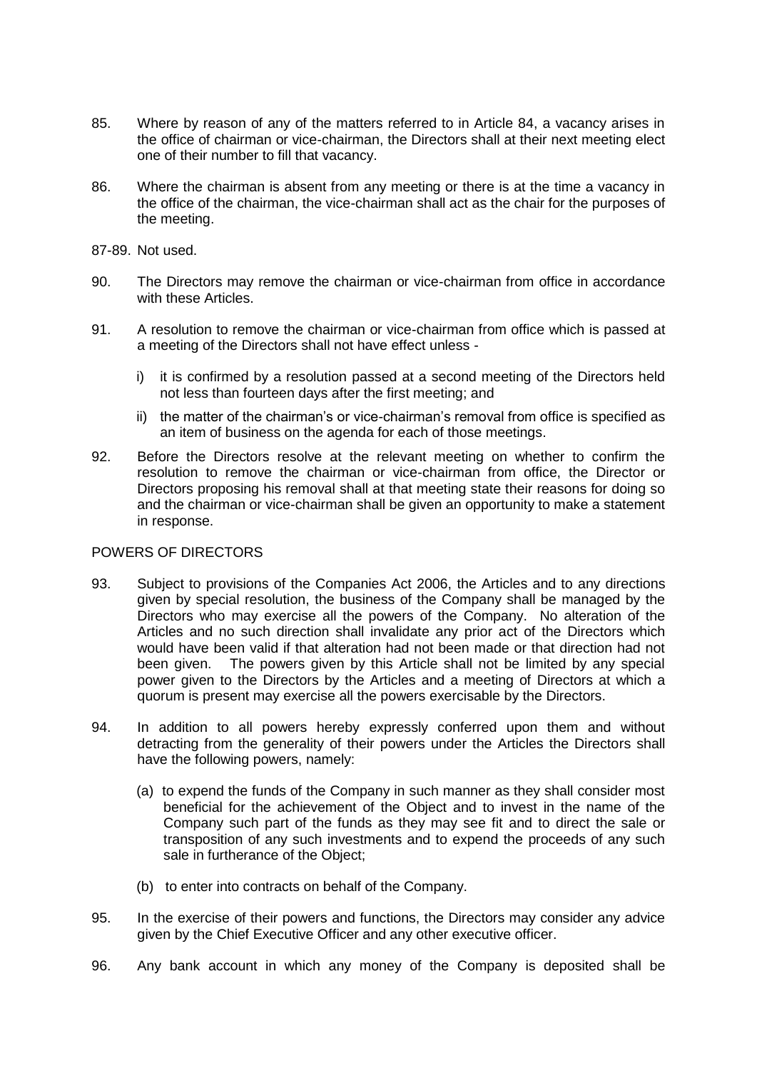85. Where by reason of any of the matters referred to in Article 84, a vacancy arises in the office of chairman or vice-chairman, the Directors shall at their next meeting elect one of their number to fill that vacancy.

86. Where the chairman is absent from any meeting or there is at the time a vacancy in the office of the chairman, the vice-chairman shall act as the chair for the purposes of the meeting.

87-89. Not used.

90. The Directors may remove the chairman or vice-chairman from office in accordance with these Articles.

91. A resolution to remove the chairman or vice-chairman from office which is passed at a meeting of the Directors shall not have effect unless -

   i) it is confirmed by a resolution passed at a second meeting of the Directors held not less than fourteen days after the first meeting; and

   ii) the matter of the chairman's or vice-chairman's removal from office is specified as an item of business on the agenda for each of those meetings.

92. Before the Directors resolve at the relevant meeting on whether to confirm the resolution to remove the chairman or vice-chairman from office, the Director or Directors proposing his removal shall at that meeting state their reasons for doing so and the chairman or vice-chairman shall be given an opportunity to make a statement in response.

## POWERS OF DIRECTORS

93. Subject to provisions of the Companies Act 2006, the Articles and to any directions given by special resolution, the business of the Company shall be managed by the Directors who may exercise all the powers of the Company. No alteration of the Articles and no such direction shall invalidate any prior act of the Directors which would have been valid if that alteration had not been made or that direction had not been given. The powers given by this Article shall not be limited by any special power given to the Directors by the Articles and a meeting of Directors at which a quorum is present may exercise all the powers exercisable by the Directors.

94. In addition to all powers hereby expressly conferred upon them and without detracting from the generality of their powers under the Articles the Directors shall have the following powers, namely:

   (a) to expend the funds of the Company in such manner as they shall consider most beneficial for the achievement of the Object and to invest in the name of the Company such part of the funds as they may see fit and to direct the sale or transposition of any such investments and to expend the proceeds of any such sale in furtherance of the Object;

   (b) to enter into contracts on behalf of the Company.

95. In the exercise of their powers and functions, the Directors may consider any advice given by the Chief Executive Officer and any other executive officer.

96. Any bank account in which any money of the Company is deposited shall be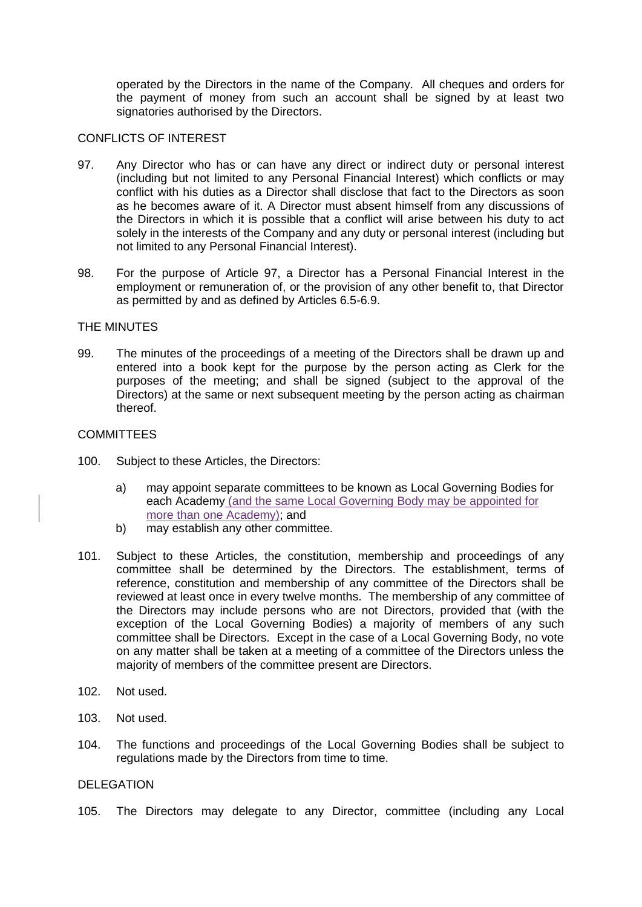operated by the Directors in the name of the Company. All cheques and orders for the payment of money from such an account shall be signed by at least two signatories authorised by the Directors.

CONFLICTS OF INTEREST

97. Any Director who has or can have any direct or indirect duty or personal interest (including but not limited to any Personal Financial Interest) which conflicts or may conflict with his duties as a Director shall disclose that fact to the Directors as soon as he becomes aware of it. A Director must absent himself from any discussions of the Directors in which it is possible that a conflict will arise between his duty to act solely in the interests of the Company and any duty or personal interest (including but not limited to any Personal Financial Interest).

98. For the purpose of Article 97, a Director has a Personal Financial Interest in the employment or remuneration of, or the provision of any other benefit to, that Director as permitted by and as defined by Articles 6.5-6.9.

THE MINUTES

99. The minutes of the proceedings of a meeting of the Directors shall be drawn up and entered into a book kept for the purpose by the person acting as Clerk for the purposes of the meeting; and shall be signed (subject to the approval of the Directors) at the same or next subsequent meeting by the person acting as chairman thereof.

COMMITTEES

100. Subject to these Articles, the Directors:

    a) may appoint separate committees to be known as Local Governing Bodies for each Academy (and the same Local Governing Body may be appointed for more than one Academy); and
    b) may establish any other committee.

101. Subject to these Articles, the constitution, membership and proceedings of any committee shall be determined by the Directors. The establishment, terms of reference, constitution and membership of any committee of the Directors shall be reviewed at least once in every twelve months. The membership of any committee of the Directors may include persons who are not Directors, provided that (with the exception of the Local Governing Bodies) a majority of members of any such committee shall be Directors. Except in the case of a Local Governing Body, no vote on any matter shall be taken at a meeting of a committee of the Directors unless the majority of members of the committee present are Directors.

102. Not used.

103. Not used.

104. The functions and proceedings of the Local Governing Bodies shall be subject to regulations made by the Directors from time to time.

DELEGATION

105. The Directors may delegate to any Director, committee (including any Local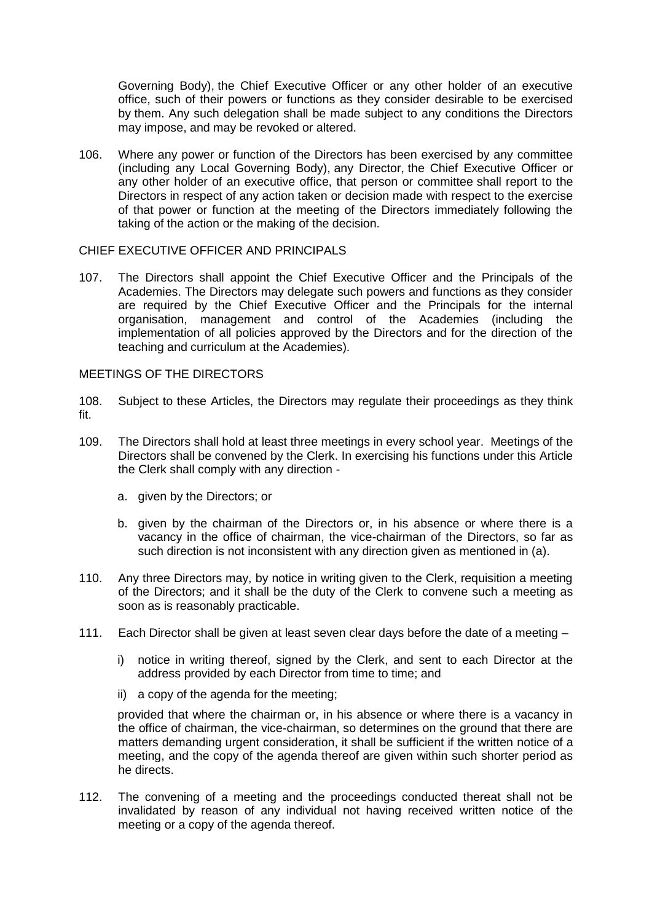Governing Body), the Chief Executive Officer or any other holder of an executive office, such of their powers or functions as they consider desirable to be exercised by them. Any such delegation shall be made subject to any conditions the Directors may impose, and may be revoked or altered.

106. Where any power or function of the Directors has been exercised by any committee (including any Local Governing Body), any Director, the Chief Executive Officer or any other holder of an executive office, that person or committee shall report to the Directors in respect of any action taken or decision made with respect to the exercise of that power or function at the meeting of the Directors immediately following the taking of the action or the making of the decision.

CHIEF EXECUTIVE OFFICER AND PRINCIPALS

107. The Directors shall appoint the Chief Executive Officer and the Principals of the Academies. The Directors may delegate such powers and functions as they consider are required by the Chief Executive Officer and the Principals for the internal organisation, management and control of the Academies (including the implementation of all policies approved by the Directors and for the direction of the teaching and curriculum at the Academies).

MEETINGS OF THE DIRECTORS

108. Subject to these Articles, the Directors may regulate their proceedings as they think fit.

109. The Directors shall hold at least three meetings in every school year. Meetings of the Directors shall be convened by the Clerk. In exercising his functions under this Article the Clerk shall comply with any direction -

   a. given by the Directors; or

   b. given by the chairman of the Directors or, in his absence or where there is a vacancy in the office of chairman, the vice-chairman of the Directors, so far as such direction is not inconsistent with any direction given as mentioned in (a).

110. Any three Directors may, by notice in writing given to the Clerk, requisition a meeting of the Directors; and it shall be the duty of the Clerk to convene such a meeting as soon as is reasonably practicable.

111. Each Director shall be given at least seven clear days before the date of a meeting –

   i) notice in writing thereof, signed by the Clerk, and sent to each Director at the address provided by each Director from time to time; and

   ii) a copy of the agenda for the meeting;

   provided that where the chairman or, in his absence or where there is a vacancy in the office of chairman, the vice-chairman, so determines on the ground that there are matters demanding urgent consideration, it shall be sufficient if the written notice of a meeting, and the copy of the agenda thereof are given within such shorter period as he directs.

112. The convening of a meeting and the proceedings conducted thereat shall not be invalidated by reason of any individual not having received written notice of the meeting or a copy of the agenda thereof.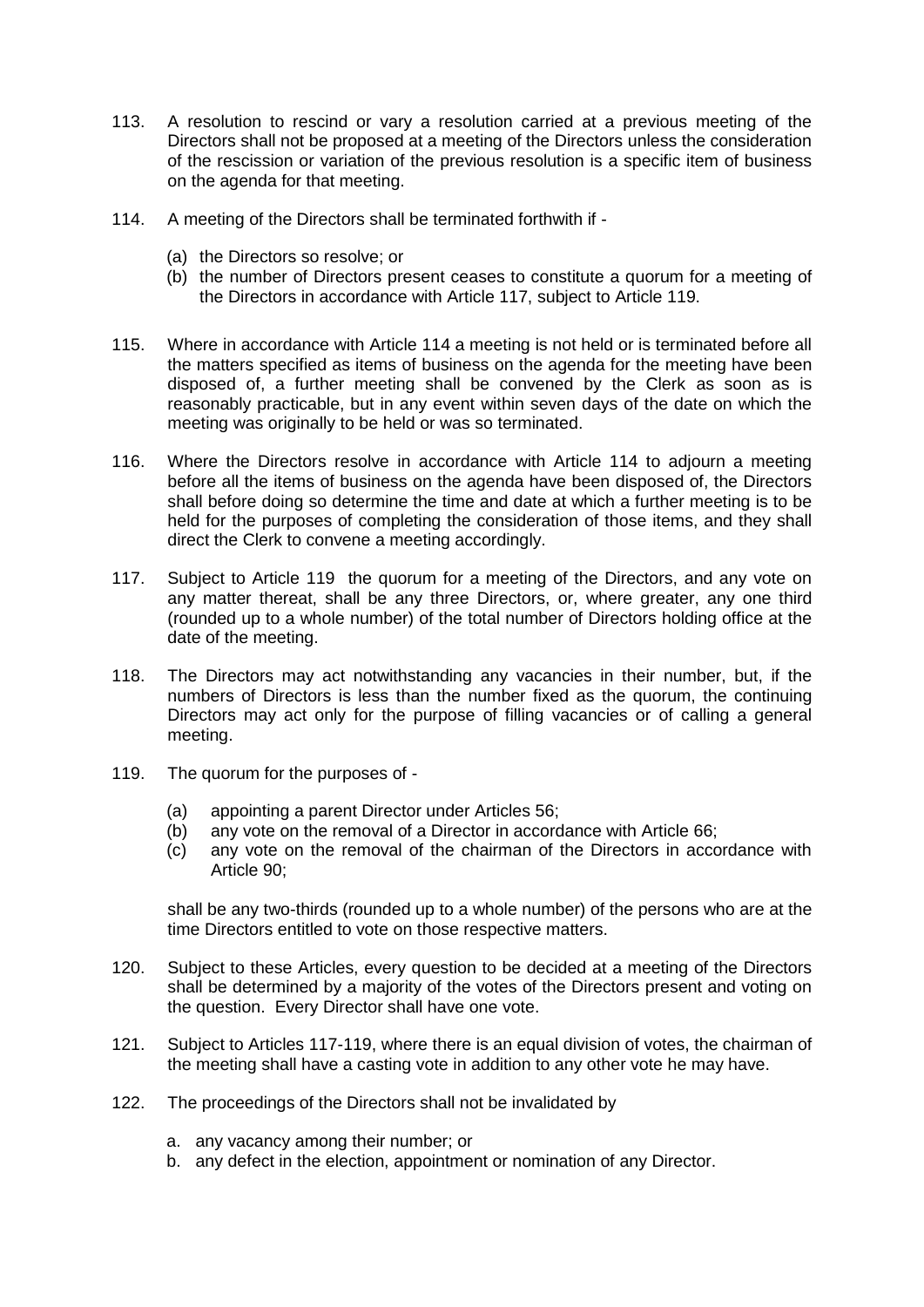113. A resolution to rescind or vary a resolution carried at a previous meeting of the Directors shall not be proposed at a meeting of the Directors unless the consideration of the rescission or variation of the previous resolution is a specific item of business on the agenda for that meeting.

114. A meeting of the Directors shall be terminated forthwith if -

 (a) the Directors so resolve; or
 (b) the number of Directors present ceases to constitute a quorum for a meeting of the Directors in accordance with Article 117, subject to Article 119.

115. Where in accordance with Article 114 a meeting is not held or is terminated before all the matters specified as items of business on the agenda for the meeting have been disposed of, a further meeting shall be convened by the Clerk as soon as is reasonably practicable, but in any event within seven days of the date on which the meeting was originally to be held or was so terminated.

116. Where the Directors resolve in accordance with Article 114 to adjourn a meeting before all the items of business on the agenda have been disposed of, the Directors shall before doing so determine the time and date at which a further meeting is to be held for the purposes of completing the consideration of those items, and they shall direct the Clerk to convene a meeting accordingly.

117. Subject to Article 119 the quorum for a meeting of the Directors, and any vote on any matter thereat, shall be any three Directors, or, where greater, any one third (rounded up to a whole number) of the total number of Directors holding office at the date of the meeting.

118. The Directors may act notwithstanding any vacancies in their number, but, if the numbers of Directors is less than the number fixed as the quorum, the continuing Directors may act only for the purpose of filling vacancies or of calling a general meeting.

119. The quorum for the purposes of -

 (a) appointing a parent Director under Articles 56;
 (b) any vote on the removal of a Director in accordance with Article 66;
 (c) any vote on the removal of the chairman of the Directors in accordance with Article 90;

 shall be any two-thirds (rounded up to a whole number) of the persons who are at the time Directors entitled to vote on those respective matters.

120. Subject to these Articles, every question to be decided at a meeting of the Directors shall be determined by a majority of the votes of the Directors present and voting on the question. Every Director shall have one vote.

121. Subject to Articles 117-119, where there is an equal division of votes, the chairman of the meeting shall have a casting vote in addition to any other vote he may have.

122. The proceedings of the Directors shall not be invalidated by

 a. any vacancy among their number; or
 b. any defect in the election, appointment or nomination of any Director.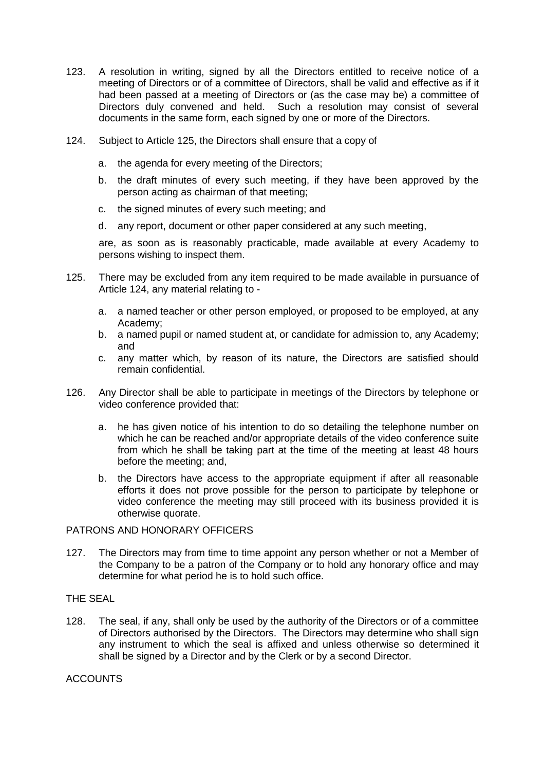123. A resolution in writing, signed by all the Directors entitled to receive notice of a meeting of Directors or of a committee of Directors, shall be valid and effective as if it had been passed at a meeting of Directors or (as the case may be) a committee of Directors duly convened and held. Such a resolution may consist of several documents in the same form, each signed by one or more of the Directors.

124. Subject to Article 125, the Directors shall ensure that a copy of

   a. the agenda for every meeting of the Directors;

   b. the draft minutes of every such meeting, if they have been approved by the person acting as chairman of that meeting;

   c. the signed minutes of every such meeting; and

   d. any report, document or other paper considered at any such meeting,

   are, as soon as is reasonably practicable, made available at every Academy to persons wishing to inspect them.

125. There may be excluded from any item required to be made available in pursuance of Article 124, any material relating to -

   a. a named teacher or other person employed, or proposed to be employed, at any Academy;
   b. a named pupil or named student at, or candidate for admission to, any Academy; and
   c. any matter which, by reason of its nature, the Directors are satisfied should remain confidential.

126. Any Director shall be able to participate in meetings of the Directors by telephone or video conference provided that:

   a. he has given notice of his intention to do so detailing the telephone number on which he can be reached and/or appropriate details of the video conference suite from which he shall be taking part at the time of the meeting at least 48 hours before the meeting; and,

   b. the Directors have access to the appropriate equipment if after all reasonable efforts it does not prove possible for the person to participate by telephone or video conference the meeting may still proceed with its business provided it is otherwise quorate.

PATRONS AND HONORARY OFFICERS

127. The Directors may from time to time appoint any person whether or not a Member of the Company to be a patron of the Company or to hold any honorary office and may determine for what period he is to hold such office.

THE SEAL

128. The seal, if any, shall only be used by the authority of the Directors or of a committee of Directors authorised by the Directors. The Directors may determine who shall sign any instrument to which the seal is affixed and unless otherwise so determined it shall be signed by a Director and by the Clerk or by a second Director.

ACCOUNTS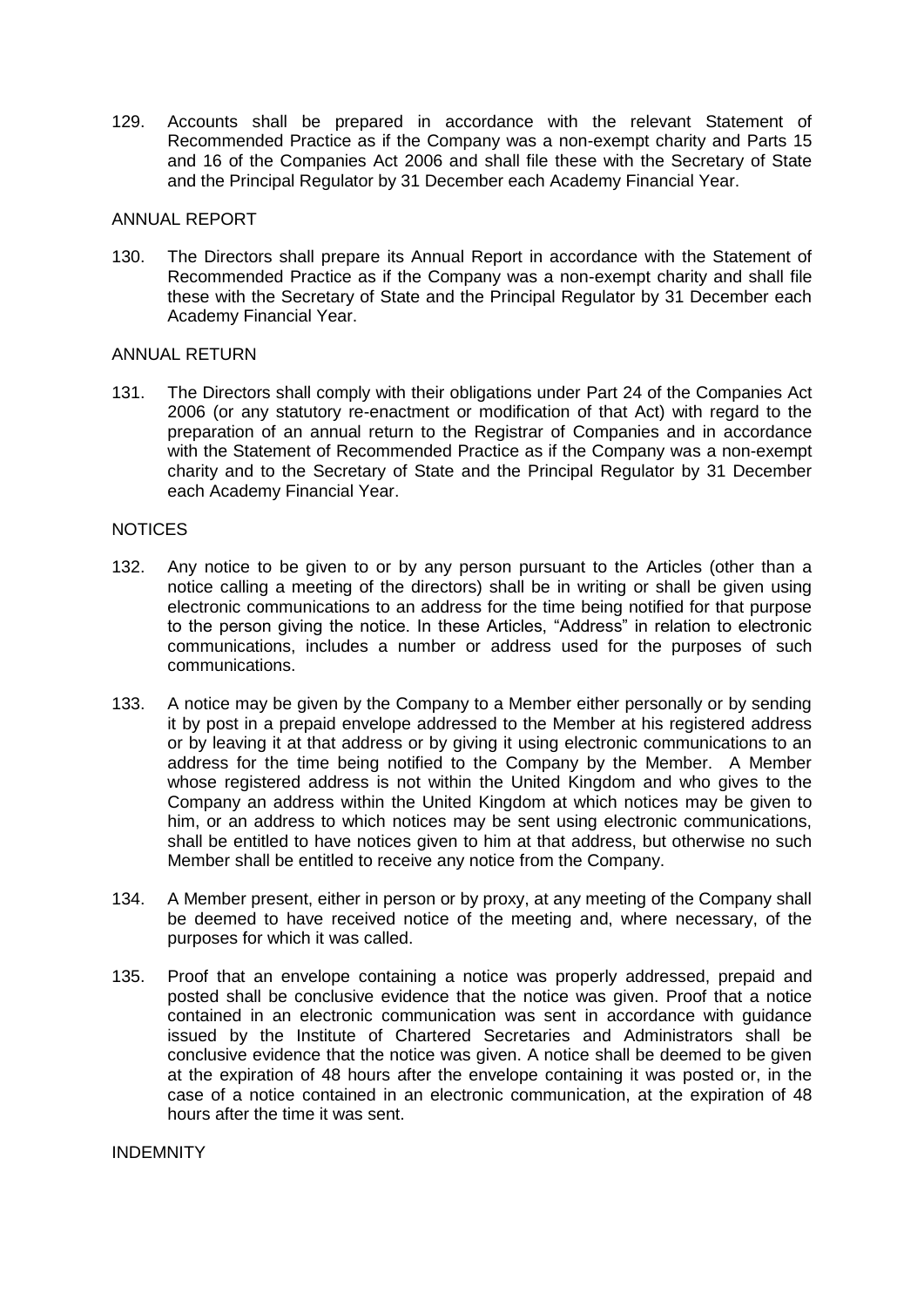129. Accounts shall be prepared in accordance with the relevant Statement of Recommended Practice as if the Company was a non-exempt charity and Parts 15 and 16 of the Companies Act 2006 and shall file these with the Secretary of State and the Principal Regulator by 31 December each Academy Financial Year.

## ANNUAL REPORT

130. The Directors shall prepare its Annual Report in accordance with the Statement of Recommended Practice as if the Company was a non-exempt charity and shall file these with the Secretary of State and the Principal Regulator by 31 December each Academy Financial Year.

## ANNUAL RETURN

131. The Directors shall comply with their obligations under Part 24 of the Companies Act 2006 (or any statutory re-enactment or modification of that Act) with regard to the preparation of an annual return to the Registrar of Companies and in accordance with the Statement of Recommended Practice as if the Company was a non-exempt charity and to the Secretary of State and the Principal Regulator by 31 December each Academy Financial Year.

## NOTICES

132. Any notice to be given to or by any person pursuant to the Articles (other than a notice calling a meeting of the directors) shall be in writing or shall be given using electronic communications to an address for the time being notified for that purpose to the person giving the notice. In these Articles, "Address" in relation to electronic communications, includes a number or address used for the purposes of such communications.

133. A notice may be given by the Company to a Member either personally or by sending it by post in a prepaid envelope addressed to the Member at his registered address or by leaving it at that address or by giving it using electronic communications to an address for the time being notified to the Company by the Member. A Member whose registered address is not within the United Kingdom and who gives to the Company an address within the United Kingdom at which notices may be given to him, or an address to which notices may be sent using electronic communications, shall be entitled to have notices given to him at that address, but otherwise no such Member shall be entitled to receive any notice from the Company.

134. A Member present, either in person or by proxy, at any meeting of the Company shall be deemed to have received notice of the meeting and, where necessary, of the purposes for which it was called.

135. Proof that an envelope containing a notice was properly addressed, prepaid and posted shall be conclusive evidence that the notice was given. Proof that a notice contained in an electronic communication was sent in accordance with guidance issued by the Institute of Chartered Secretaries and Administrators shall be conclusive evidence that the notice was given. A notice shall be deemed to be given at the expiration of 48 hours after the envelope containing it was posted or, in the case of a notice contained in an electronic communication, at the expiration of 48 hours after the time it was sent.

## INDEMNITY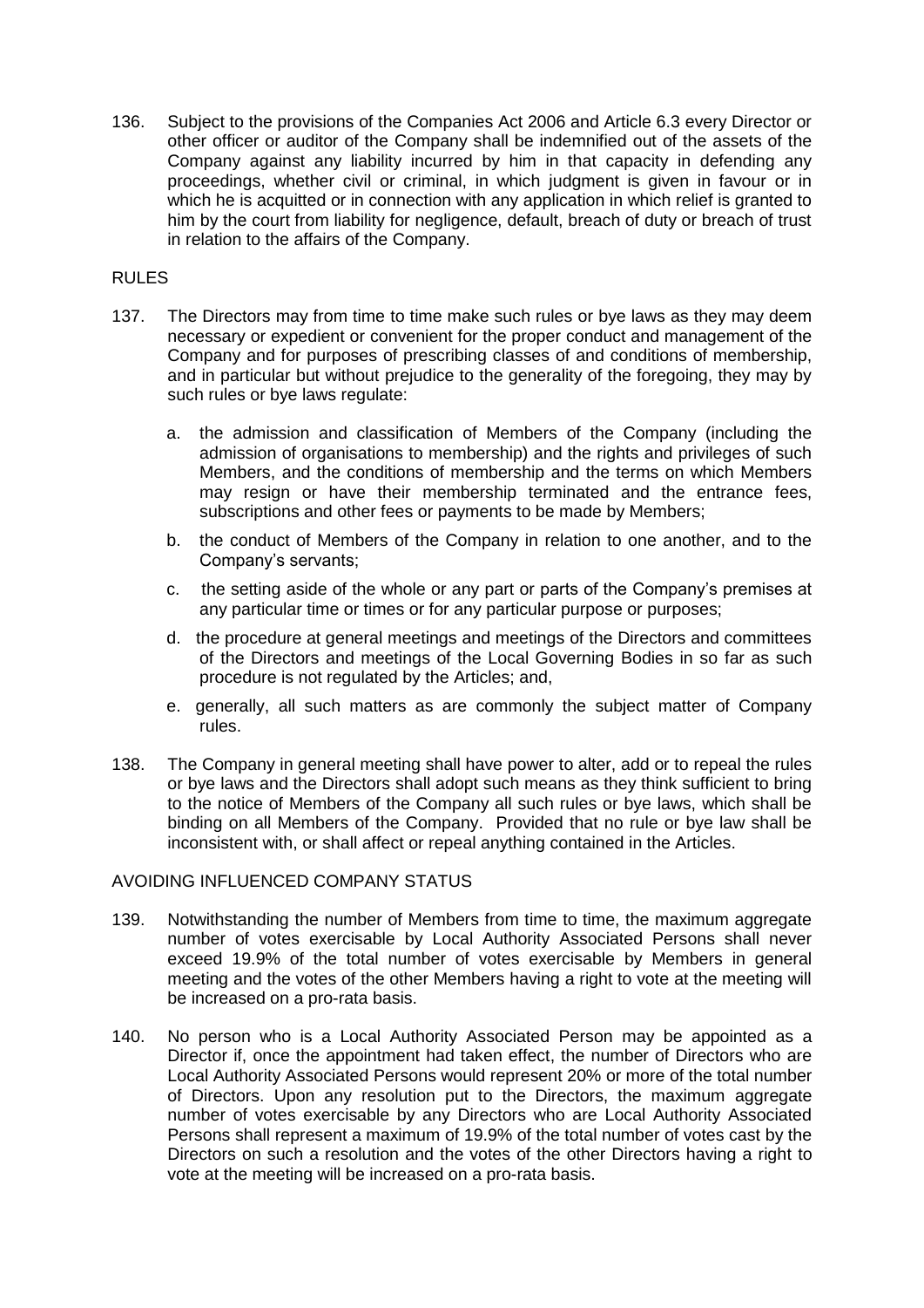136. Subject to the provisions of the Companies Act 2006 and Article 6.3 every Director or other officer or auditor of the Company shall be indemnified out of the assets of the Company against any liability incurred by him in that capacity in defending any proceedings, whether civil or criminal, in which judgment is given in favour or in which he is acquitted or in connection with any application in which relief is granted to him by the court from liability for negligence, default, breach of duty or breach of trust in relation to the affairs of the Company.

## RULES

137. The Directors may from time to time make such rules or bye laws as they may deem necessary or expedient or convenient for the proper conduct and management of the Company and for purposes of prescribing classes of and conditions of membership, and in particular but without prejudice to the generality of the foregoing, they may by such rules or bye laws regulate:

    a. the admission and classification of Members of the Company (including the admission of organisations to membership) and the rights and privileges of such Members, and the conditions of membership and the terms on which Members may resign or have their membership terminated and the entrance fees, subscriptions and other fees or payments to be made by Members;

    b. the conduct of Members of the Company in relation to one another, and to the Company's servants;

    c. the setting aside of the whole or any part or parts of the Company's premises at any particular time or times or for any particular purpose or purposes;

    d. the procedure at general meetings and meetings of the Directors and committees of the Directors and meetings of the Local Governing Bodies in so far as such procedure is not regulated by the Articles; and,

    e. generally, all such matters as are commonly the subject matter of Company rules.

138. The Company in general meeting shall have power to alter, add or to repeal the rules or bye laws and the Directors shall adopt such means as they think sufficient to bring to the notice of Members of the Company all such rules or bye laws, which shall be binding on all Members of the Company. Provided that no rule or bye law shall be inconsistent with, or shall affect or repeal anything contained in the Articles.

## AVOIDING INFLUENCED COMPANY STATUS

139. Notwithstanding the number of Members from time to time, the maximum aggregate number of votes exercisable by Local Authority Associated Persons shall never exceed 19.9% of the total number of votes exercisable by Members in general meeting and the votes of the other Members having a right to vote at the meeting will be increased on a pro-rata basis.

140. No person who is a Local Authority Associated Person may be appointed as a Director if, once the appointment had taken effect, the number of Directors who are Local Authority Associated Persons would represent 20% or more of the total number of Directors. Upon any resolution put to the Directors, the maximum aggregate number of votes exercisable by any Directors who are Local Authority Associated Persons shall represent a maximum of 19.9% of the total number of votes cast by the Directors on such a resolution and the votes of the other Directors having a right to vote at the meeting will be increased on a pro-rata basis.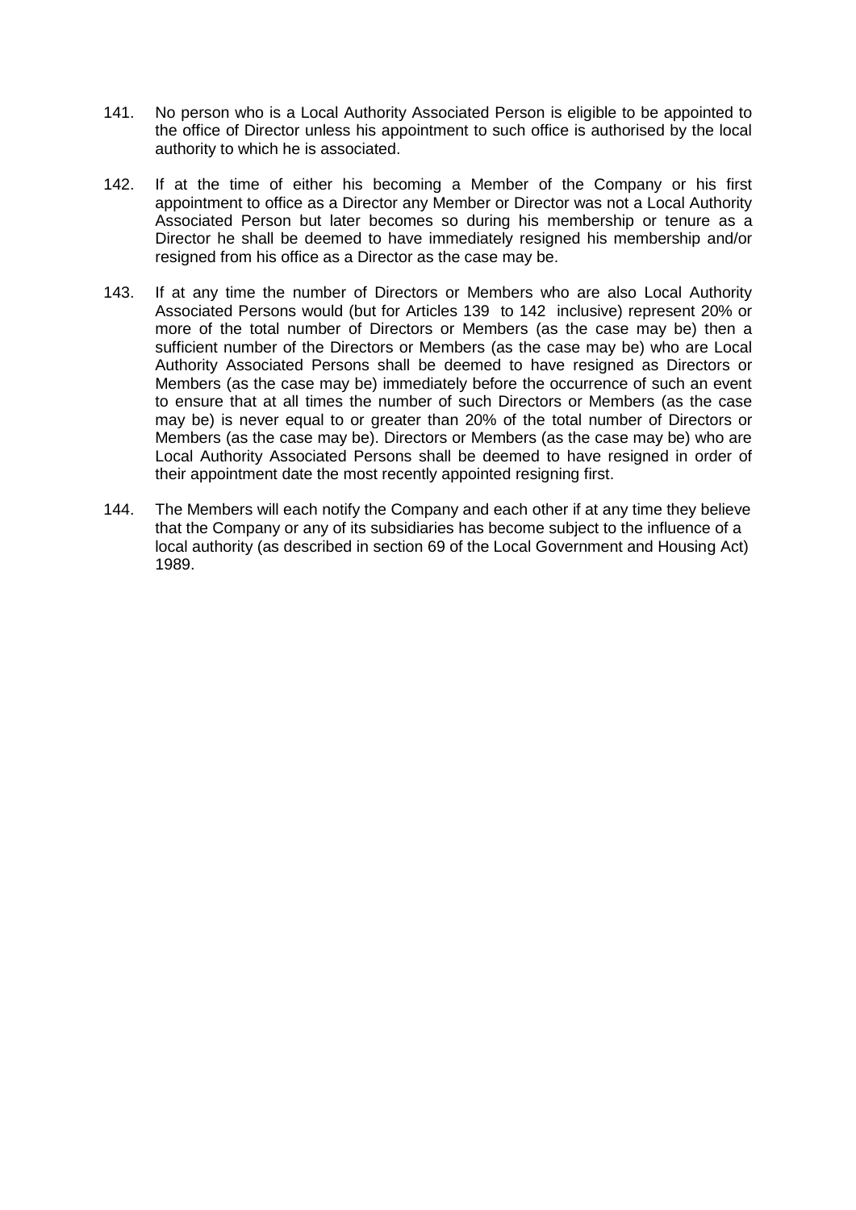141. No person who is a Local Authority Associated Person is eligible to be appointed to the office of Director unless his appointment to such office is authorised by the local authority to which he is associated.

142. If at the time of either his becoming a Member of the Company or his first appointment to office as a Director any Member or Director was not a Local Authority Associated Person but later becomes so during his membership or tenure as a Director he shall be deemed to have immediately resigned his membership and/or resigned from his office as a Director as the case may be.

143. If at any time the number of Directors or Members who are also Local Authority Associated Persons would (but for Articles 139 to 142 inclusive) represent 20% or more of the total number of Directors or Members (as the case may be) then a sufficient number of the Directors or Members (as the case may be) who are Local Authority Associated Persons shall be deemed to have resigned as Directors or Members (as the case may be) immediately before the occurrence of such an event to ensure that at all times the number of such Directors or Members (as the case may be) is never equal to or greater than 20% of the total number of Directors or Members (as the case may be). Directors or Members (as the case may be) who are Local Authority Associated Persons shall be deemed to have resigned in order of their appointment date the most recently appointed resigning first.

144. The Members will each notify the Company and each other if at any time they believe that the Company or any of its subsidiaries has become subject to the influence of a local authority (as described in section 69 of the Local Government and Housing Act) 1989.